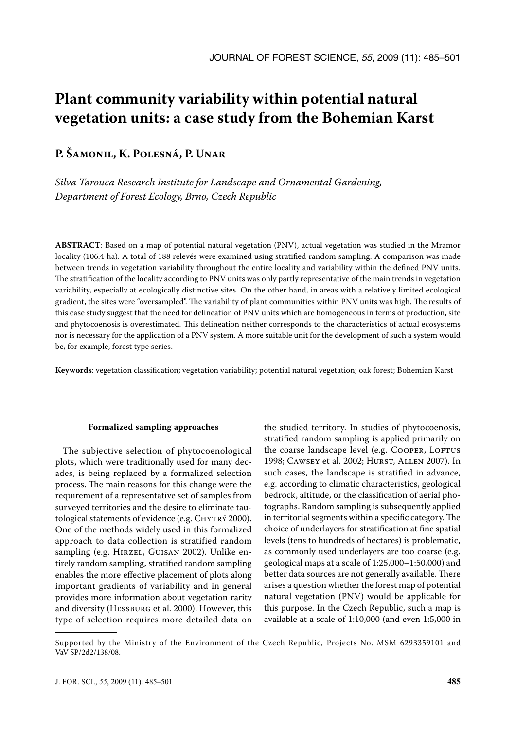# Plant community variability within potential natural vegetation units: a case study from the Bohemian Karst

**P. Šamonil, K. Polesná, P. Unar**

*Silva Tarouca Research Institute for Landscape and Ornamental Gardening, Department of Forest Ecology, Brno, Czech Republic*

**ABSTRACT**: Based on a map of potential natural vegetation (PNV), actual vegetation was studied in the Mramor locality (106.4 ha). A total of 188 relevés were examined using stratified random sampling. A comparison was made between trends in vegetation variability throughout the entire locality and variability within the defined PNV units. The stratification of the locality according to PNV units was only partly representative of the main trends in vegetation variability, especially at ecologically distinctive sites. On the other hand, in areas with a relatively limited ecological gradient, the sites were "oversampled". The variability of plant communities within PNV units was high. The results of this case study suggest that the need for delineation of PNV units which are homogeneous in terms of production, site and phytocoenosis is overestimated. This delineation neither corresponds to the characteristics of actual ecosystems nor is necessary for the application of a PNV system. A more suitable unit for the development of such a system would be, for example, forest type series.

**Keywords**: vegetation classification; vegetation variability; potential natural vegetation; oak forest; Bohemian Karst

### Formalized sampling approaches

The subjective selection of phytocoenological plots, which were traditionally used for many decades, is being replaced by a formalized selection process. The main reasons for this change were the requirement of a representative set of samples from surveyed territories and the desire to eliminate tautological statements of evidence (e.g. Chytrý 2000). One of the methods widely used in this formalized approach to data collection is stratified random sampling (e.g. Hirzel, Guisan 2002). Unlike entirely random sampling, stratified random sampling enables the more effective placement of plots along important gradients of variability and in general provides more information about vegetation rarity and diversity (Hessburg et al. 2000). However, this type of selection requires more detailed data on the studied territory. In studies of phytocoenosis, stratified random sampling is applied primarily on the coarse landscape level (e.g. Cooper, Loftus 1998; Cawsey et al. 2002; Hurst, Allen 2007). In such cases, the landscape is stratified in advance, e.g. according to climatic characteristics, geological bedrock, altitude, or the classification of aerial photographs. Random sampling is subsequently applied in territorial segments within a specific category. The choice of underlayers for stratification at fine spatial levels (tens to hundreds of hectares) is problematic, as commonly used underlayers are too coarse (e.g. geological maps at a scale of 1:25,000–1:50,000) and better data sources are not generally available. There arises a question whether the forest map of potential natural vegetation (PNV) would be applicable for this purpose. In the Czech Republic, such a map is available at a scale of 1:10,000 (and even 1:5,000 in

Supported by the Ministry of the Environment of the Czech Republic, Projects No. MSM 6293359101 and VaV SP/2d2/138/08.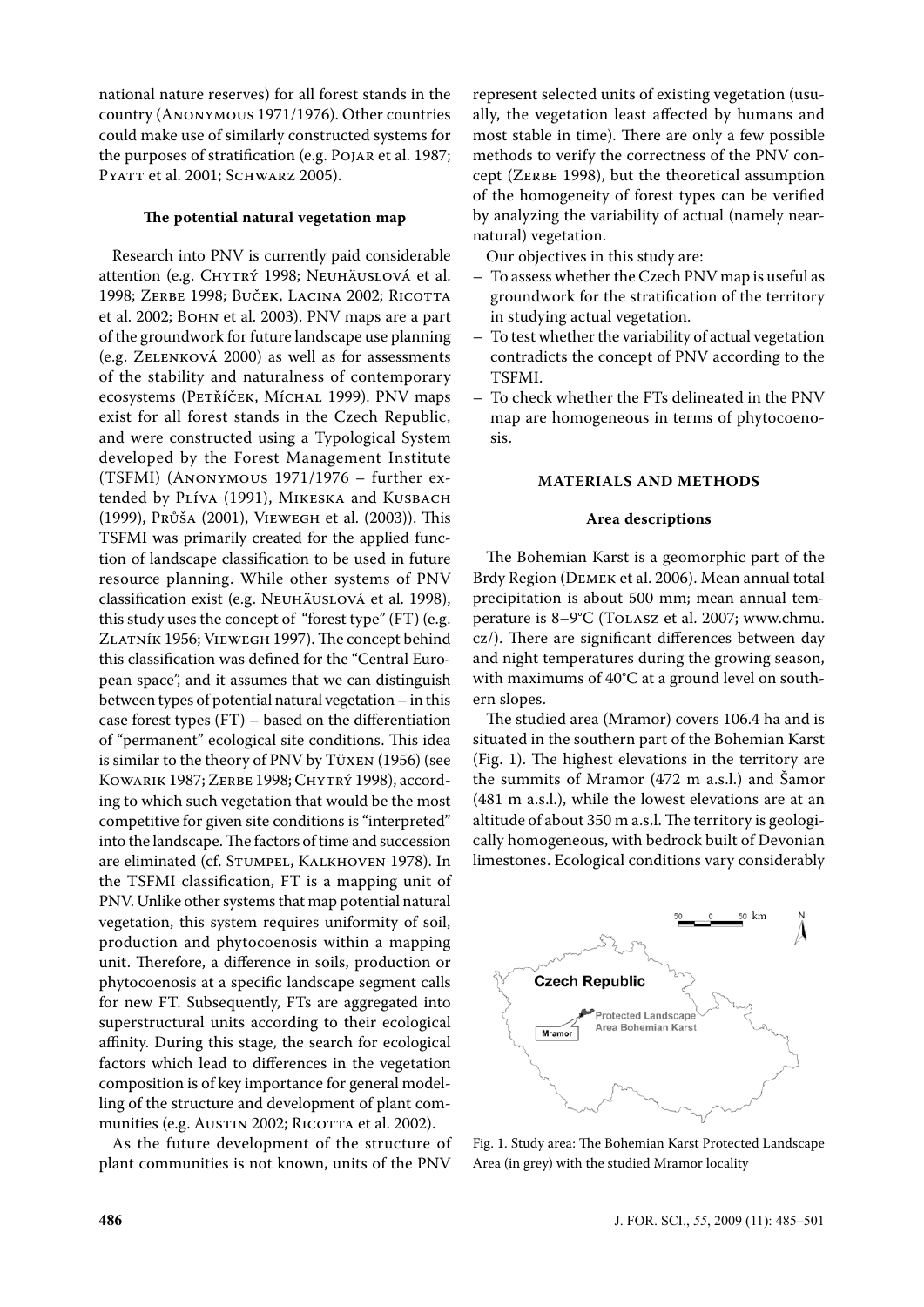national nature reserves) for all forest stands in the country (Anonymous 1971/1976). Other countries could make use of similarly constructed systems for the purposes of stratification (e.g. Pojar et al. 1987; Pyatt et al. 2001; Schwarz 2005).

### The potential natural vegetation map

Research into PNV is currently paid considerable attention (e.g. Chytrý 1998; Neuhäuslová et al. 1998; Zerbe 1998; Buček, Lacina 2002; Ricotta et al. 2002; Bohn et al. 2003). PNV maps are a part of the groundwork for future landscape use planning (e.g. Zelenková 2000) as well as for assessments of the stability and naturalness of contemporary ecosystems (Petříček, Míchal 1999). PNV maps exist for all forest stands in the Czech Republic, and were constructed using a Typological System developed by the Forest Management Institute (TSFMI) (Anonymous 1971/1976 – further extended by Plíva (1991), Mikeska and Kusbach (1999), Průša (2001), Viewegh et al. (2003)). This TSFMI was primarily created for the applied function of landscape classification to be used in future resource planning. While other systems of PNV classification exist (e.g. Neuhäuslová et al. 1998), this study uses the concept of "forest type" (FT) (e.g. Zlatník 1956; Viewegh 1997). The concept behind this classification was defined for the "Central European space", and it assumes that we can distinguish between types of potential natural vegetation – in this case forest types (FT) – based on the differentiation of "permanent" ecological site conditions. This idea is similar to the theory of PNV by Tüxen (1956) (see Kowarik 1987; Zerbe 1998; Chytrý 1998), according to which such vegetation that would be the most competitive for given site conditions is "interpreted" into the landscape. The factors of time and succession are eliminated (cf. Stumpel, Kalkhoven 1978). In the TSFMI classification, FT is a mapping unit of PNV. Unlike other systems that map potential natural vegetation, this system requires uniformity of soil, production and phytocoenosis within a mapping unit. Therefore, a difference in soils, production or phytocoenosis at a specific landscape segment calls for new FT. Subsequently, FTs are aggregated into superstructural units according to their ecological affinity. During this stage, the search for ecological factors which lead to differences in the vegetation composition is of key importance for general modelling of the structure and development of plant communities (e.g. Austin 2002; Ricotta et al. 2002).

As the future development of the structure of plant communities is not known, units of the PNV represent selected units of existing vegetation (usually, the vegetation least affected by humans and most stable in time). There are only a few possible methods to verify the correctness of the PNV concept (Zerbe 1998), but the theoretical assumption of the homogeneity of forest types can be verified by analyzing the variability of actual (namely near-natural) vegetation.

Our objectives in this study are:

- To assess whether the Czech PNV map is useful as groundwork for the stratification of the territory in studying actual vegetation.
- To test whether the variability of actual vegetation contradicts the concept of PNV according to the TSFMI.
- To check whether the FTs delineated in the PNV map are homogeneous in terms of phytocoenosis.

## MATERIALS AND METHODS

### Area descriptions

The Bohemian Karst is a geomorphic part of the Brdy Region (Demek et al. 2006). Mean annual total precipitation is about 500 mm; mean annual temperature is 8–9°C (Tolasz et al. 2007; www.chmu.cz/). There are significant differences between day and night temperatures during the growing season, with maximums of 40°C at a ground level on southern slopes.

The studied area (Mramor) covers 106.4 ha and is situated in the southern part of the Bohemian Karst (Fig. 1). The highest elevations in the territory are the summits of Mramor (472 m a.s.l.) and Šamor (481 m a.s.l.), while the lowest elevations are at an altitude of about 350 m a.s.l. The territory is geologically homogeneous, with bedrock built of Devonian limestones. Ecological conditions vary considerably

Fig. 1. Study area: The Bohemian Karst Protected Landscape Area (in grey) with the studied Mramor locality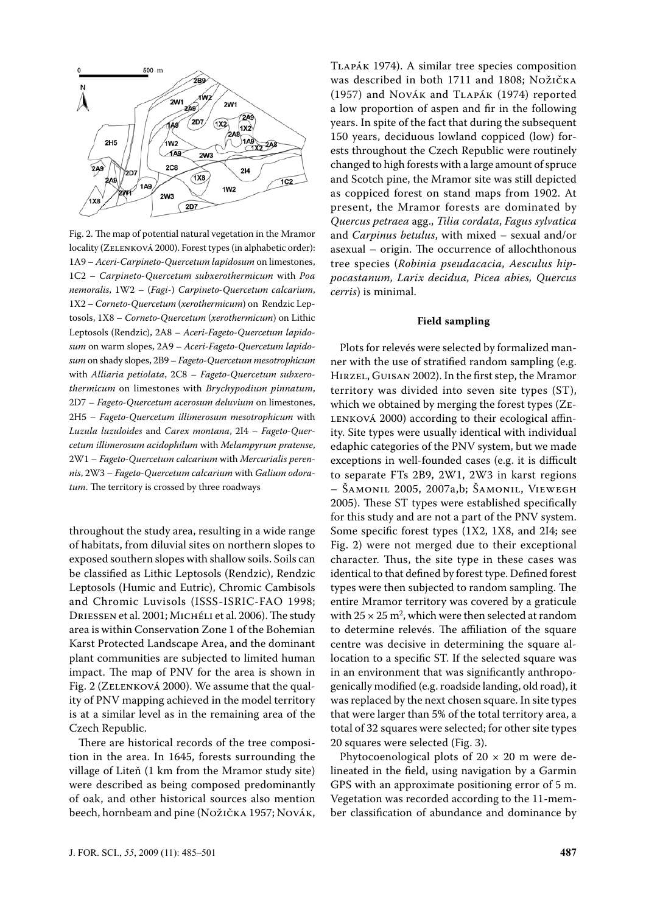Fig. 2. The map of potential natural vegetation in the Mramor locality (Zelenková 2000). Forest types (in alphabetic order): 1A9 – *Aceri-Carpineto-Quercetum lapidosum* on limestones, 1C2 – *Carpineto-Quercetum subxerothermicum* with *Poa nemoralis*, 1W2 – (*Fagi-*) *Carpineto-Quercetum calcarium*, 1X2 – *Corneto-Quercetum* (*xerothermicum*) on Rendzic Leptosols, 1X8 – *Corneto-Quercetum* (*xerothermicum*) on Lithic Leptosols (Rendzic), 2A8 – *Aceri-Fageto-Quercetum lapidosum* on warm slopes, 2A9 – *Aceri-Fageto-Quercetum lapidosum* on shady slopes, 2B9 – *Fageto-Quercetum mesotrophicum* with *Alliaria petiolata*, 2C8 – *Fageto-Quercetum subxerothermicum* on limestones with *Brychypodium pinnatum*, 2D7 – *Fageto-Quercetum acerosum deluvium* on limestones, 2H5 – *Fageto-Quercetum illimerosum mesotrophicum* with *Luzula luzuloides* and *Carex montana*, 2I4 – *Fageto-Quercetum illimerosum acidophilum* with *Melampyrum pratense*, 2W1 – *Fageto-Quercetum calcarium* with *Mercurialis perennis*, 2W3 – *Fageto-Quercetum calcarium* with *Galium odoratum*. The territory is crossed by three roadways

throughout the study area, resulting in a wide range of habitats, from diluvial sites on northern slopes to exposed southern slopes with shallow soils. Soils can be classified as Lithic Leptosols (Rendzic), Rendzic Leptosols (Humic and Eutric), Chromic Cambisols and Chromic Luvisols (ISSS-ISRIC-FAO 1998; Driessen et al. 2001; Michéli et al. 2006). The study area is within Conservation Zone 1 of the Bohemian Karst Protected Landscape Area, and the dominant plant communities are subjected to limited human impact. The map of PNV for the area is shown in Fig. 2 (Zelenková 2000). We assume that the quality of PNV mapping achieved in the model territory is at a similar level as in the remaining area of the Czech Republic.

There are historical records of the tree composition in the area. In 1645, forests surrounding the village of Liteň (1 km from the Mramor study site) were described as being composed predominantly of oak, and other historical sources also mention beech, hornbeam and pine (Nožička 1957; Novák, Tlapák 1974). A similar tree species composition was described in both 1711 and 1808; Nožička (1957) and Novák and Tlapák (1974) reported a low proportion of aspen and fir in the following years. In spite of the fact that during the subsequent 150 years, deciduous lowland coppiced (low) forests throughout the Czech Republic were routinely changed to high forests with a large amount of spruce and Scotch pine, the Mramor site was still depicted as coppiced forest on stand maps from 1902. At present, the Mramor forests are dominated by *Quercus petraea* agg., *Tilia cordata*, *Fagus sylvatica* and *Carpinus betulus*, with mixed – sexual and/or asexual – origin. The occurrence of allochthonous tree species (*Robinia pseudacacia, Aesculus hippocastanum, Larix decidua, Picea abies, Quercus cerris*) is minimal.

#### Field sampling

Plots for relevés were selected by formalized manner with the use of stratified random sampling (e.g. Hirzel, Guisan 2002). In the first step, the Mramor territory was divided into seven site types (ST), which we obtained by merging the forest types (Zelenková 2000) according to their ecological affinity. Site types were usually identical with individual edaphic categories of the PNV system, but we made exceptions in well-founded cases (e.g. it is difficult to separate FTs 2B9, 2W1, 2W3 in karst regions – Šamonil 2005, 2007a,b; Šamonil, Viewegh 2005). These ST types were established specifically for this study and are not a part of the PNV system. Some specific forest types (1X2, 1X8, and 2I4; see Fig. 2) were not merged due to their exceptional character. Thus, the site type in these cases was identical to that defined by forest type. Defined forest types were then subjected to random sampling. The entire Mramor territory was covered by a graticule with $25 \times 25$ m², which were then selected at random to determine relevés. The affiliation of the square centre was decisive in determining the square allocation to a specific ST. If the selected square was in an environment that was significantly anthropogenically modified (e.g. roadside landing, old road), it was replaced by the next chosen square. In site types that were larger than 5% of the total territory area, a total of 32 squares were selected; for other site types 20 squares were selected (Fig. 3).

Phytocoenological plots of $20 \times 20$ m were delineated in the field, using navigation by a Garmin GPS with an approximate positioning error of 5 m. Vegetation was recorded according to the 11-member classification of abundance and dominance by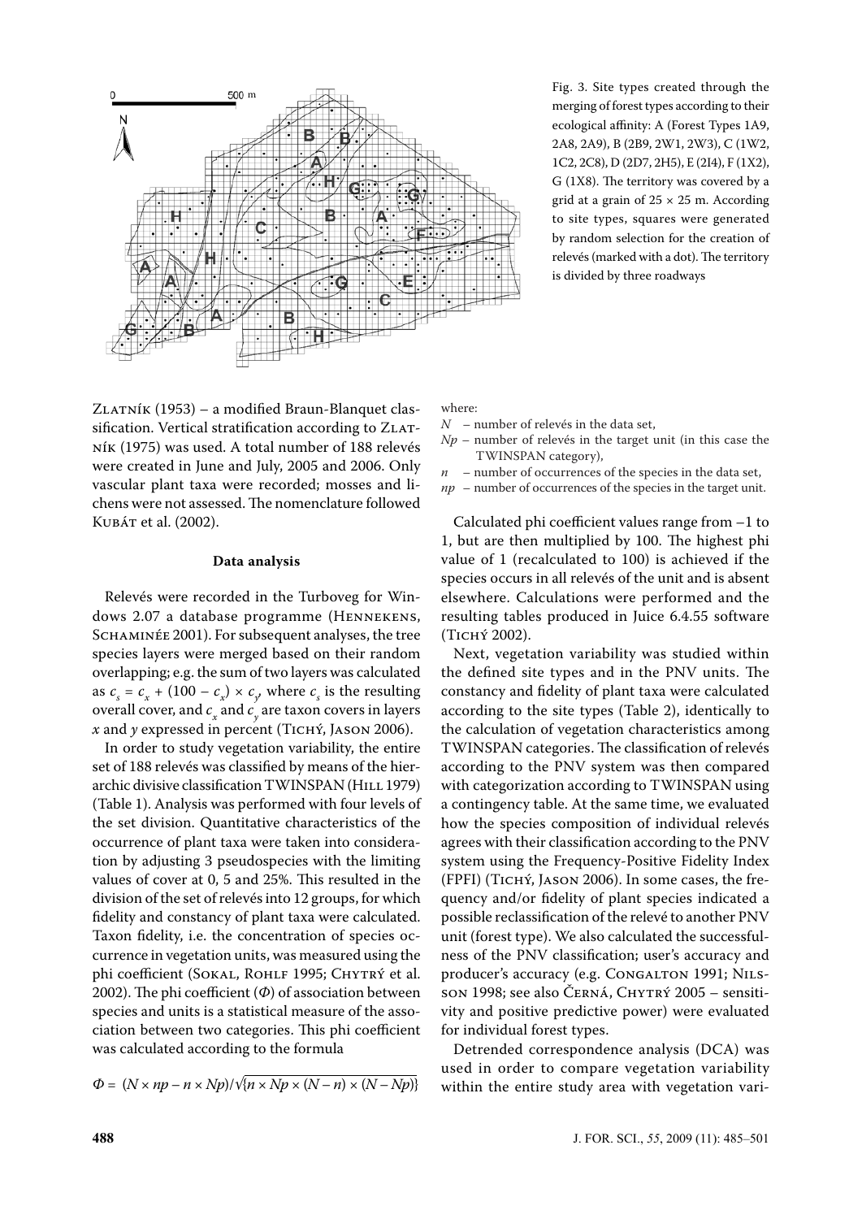Fig. 3. Site types created through the merging of forest types according to their ecological affinity: A (Forest Types 1A9, 2A8, 2A9), B (2B9, 2W1, 2W3), C (1W2, 1C2, 2C8), D (2D7, 2H5), E (2I4), F (1X2), G (1X8). The territory was covered by a grid at a grain of 25 × 25 m. According to site types, squares were generated by random selection for the creation of relevés (marked with a dot). The territory is divided by three roadways

Zlatník (1953) – a modified Braun-Blanquet classification. Vertical stratification according to Zlatník (1975) was used. A total number of 188 relevés were created in June and July, 2005 and 2006. Only vascular plant taxa were recorded; mosses and lichens were not assessed. The nomenclature followed Kubát et al. (2002).

#### Data analysis

Relevés were recorded in the Turboveg for Windows 2.07 a database programme (Hennekens, Schaminée 2001). For subsequent analyses, the tree species layers were merged based on their random overlapping; e.g. the sum of two layers was calculated as $c_s = c_x + (100 - c_x) \times c_y$, where $c_s$ is the resulting overall cover, and $c_x$ and $c_y$ are taxon covers in layers $x$ and $y$ expressed in percent (Tichý, Jason 2006).

In order to study vegetation variability, the entire set of 188 relevés was classified by means of the hierarchic divisive classification TWINSPAN (Hill 1979) (Table 1). Analysis was performed with four levels of the set division. Quantitative characteristics of the occurrence of plant taxa were taken into consideration by adjusting 3 pseudospecies with the limiting values of cover at 0, 5 and 25%. This resulted in the division of the set of relevés into 12 groups, for which fidelity and constancy of plant taxa were calculated. Taxon fidelity, i.e. the concentration of species occurrence in vegetation units, was measured using the phi coefficient (Sokal, Rohlf 1995; Chytrý et al. 2002). The phi coefficient ($\Phi$) of association between species and units is a statistical measure of the association between two categories. This phi coefficient was calculated according to the formula

$$\Phi = (N \times np - n \times Np)/\sqrt{n \times Np \times (N - n) \times (N - Np)}$$

where:

- $N$ – number of relevés in the data set,
- $Np$ – number of relevés in the target unit (in this case the TWINSPAN category),
- $n$ – number of occurrences of the species in the data set,
- $np$ – number of occurrences of the species in the target unit.

Calculated phi coefficient values range from –1 to 1, but are then multiplied by 100. The highest phi value of 1 (recalculated to 100) is achieved if the species occurs in all relevés of the unit and is absent elsewhere. Calculations were performed and the resulting tables produced in Juice 6.4.55 software (Tichý 2002).

Next, vegetation variability was studied within the defined site types and in the PNV units. The constancy and fidelity of plant taxa were calculated according to the site types (Table 2), identically to the calculation of vegetation characteristics among TWINSPAN categories. The classification of relevés according to the PNV system was then compared with categorization according to TWINSPAN using a contingency table. At the same time, we evaluated how the species composition of individual relevés agrees with their classification according to the PNV system using the Frequency-Positive Fidelity Index (FPFI) (Tichý, Jason 2006). In some cases, the frequency and/or fidelity of plant species indicated a possible reclassification of the relevé to another PNV unit (forest type). We also calculated the successfulness of the PNV classification; user's accuracy and producer's accuracy (e.g. Congalton 1991; Nilsson 1998; see also Černá, Chytrý 2005 – sensitivity and positive predictive power) were evaluated for individual forest types.

Detrended correspondence analysis (DCA) was used in order to compare vegetation variability within the entire study area with vegetation vari-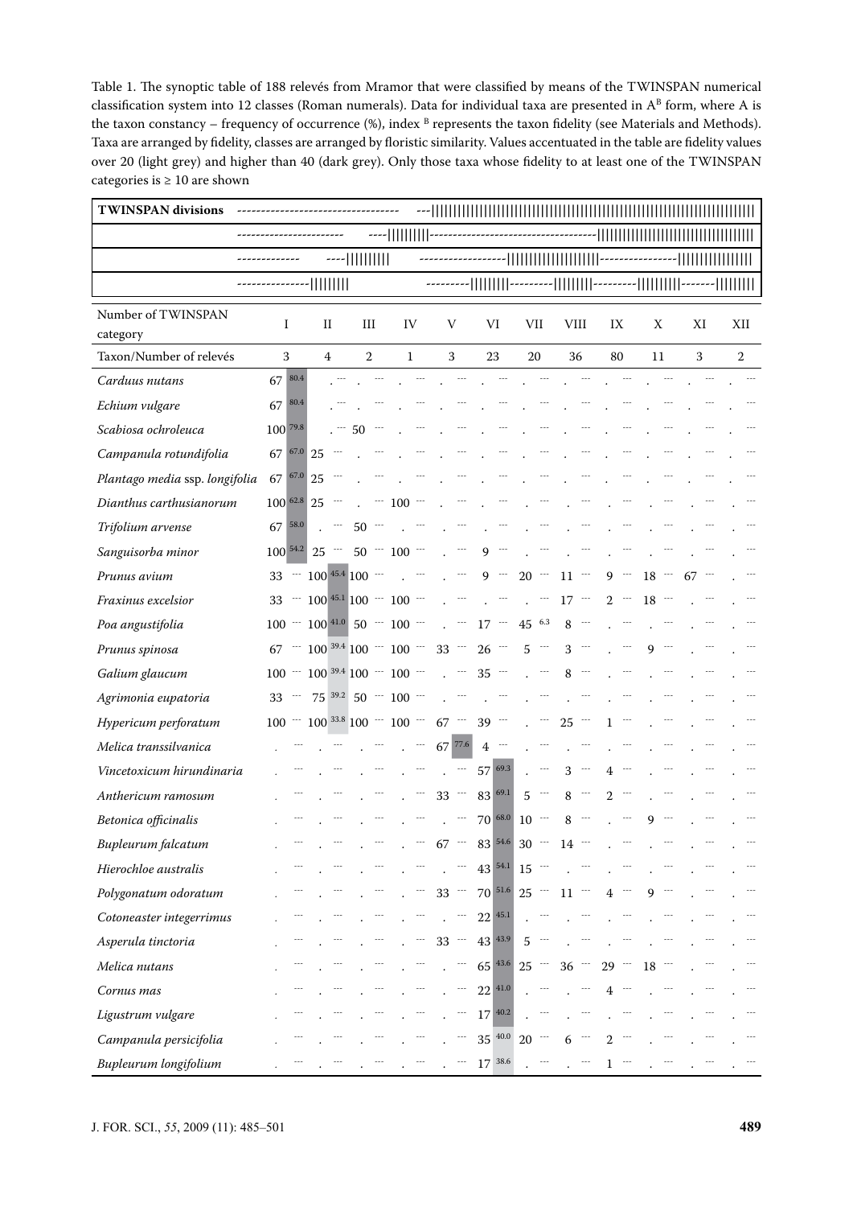Table 1. The synoptic table of 188 relevés from Mramor that were classified by means of the TWINSPAN numerical classification system into 12 classes (Roman numerals). Data for individual taxa are presented in $A^B$ form, where A is the taxon constancy – frequency of occurrence (%), index $^B$ represents the taxon fidelity (see Materials and Methods). Taxa are arranged by fidelity, classes are arranged by floristic similarity. Values accentuated in the table are fidelity values over 20 (light grey) and higher than 40 (dark grey). Only those taxa whose fidelity to at least one of the TWINSPAN categories is ≥ 10 are shown

| Number of TWINSPAN category | I | II | III | IV | V | VI | VII | VIII | IX | X | XI | XII |
|---|---|---|---|---|---|---|---|---|---|---|---|---|
| Taxon/Number of relevés | 3 | 4 | 2 | 1 | 3 | 23 | 20 | 36 | 80 | 11 | 3 | 2 |
| *Carduus nutans* | 67 $^{80.4}$ | . --- | . --- | . --- | . --- | . --- | . --- | . --- | . --- | . --- | . --- | . --- |
| *Echium vulgare* | 67 $^{80.4}$ | . --- | . --- | . --- | . --- | . --- | . --- | . --- | . --- | . --- | . --- | . --- |
| *Scabiosa ochroleuca* | 100 $^{79.8}$ | . --- | 50 --- | . --- | . --- | . --- | . --- | . --- | . --- | . --- | . --- | . --- |
| *Campanula rotundifolia* | 67 $^{67.0}$ | 25 --- | . --- | . --- | . --- | . --- | . --- | . --- | . --- | . --- | . --- | . --- |
| *Plantago media* ssp. *longifolia* | 67 $^{67.0}$ | 25 --- | . --- | . --- | . --- | . --- | . --- | . --- | . --- | . --- | . --- | . --- |
| *Dianthus carthusianorum* | 100 $^{62.8}$ | 25 --- | . --- | 100 --- | . --- | . --- | . --- | . --- | . --- | . --- | . --- | . --- |
| *Trifolium arvense* | 67 $^{58.0}$ | . --- | 50 --- | . --- | . --- | . --- | . --- | . --- | . --- | . --- | . --- | . --- |
| *Sanguisorba minor* | 100 $^{54.2}$ | 25 --- | 50 --- | 100 --- | . --- | 9 --- | . --- | . --- | . --- | . --- | . --- | . --- |
| *Prunus avium* | 33 --- | 100 $^{45.4}$ | 100 --- | . --- | . --- | 9 --- | 20 --- | 11 --- | 9 --- | 18 --- | 67 --- | . --- |
| *Fraxinus excelsior* | 33 --- | 100 $^{45.1}$ | 100 --- | 100 --- | . --- | . --- | . --- | 17 --- | 2 --- | 18 --- | . --- | . --- |
| *Poa angustifolia* | 100 --- | 100 $^{41.0}$ | 50 --- | 100 --- | . --- | 17 --- | 45 $^{6.3}$ | 8 --- | . --- | . --- | . --- | . --- |
| *Prunus spinosa* | 67 --- | 100 $^{39.4}$ | 100 --- | 100 --- | 33 --- | 26 --- | 5 --- | 3 --- | . --- | 9 --- | . --- | . --- |
| *Galium glaucum* | 100 --- | 100 $^{39.4}$ | 100 --- | 100 --- | . --- | 35 --- | . --- | 8 --- | . --- | . --- | . --- | . --- |
| *Agrimonia eupatoria* | 33 --- | 75 $^{39.2}$ | 50 --- | 100 --- | . --- | . --- | . --- | . --- | . --- | . --- | . --- | . --- |
| *Hypericum perforatum* | 100 --- | 100 $^{33.8}$ | 100 --- | 100 --- | 67 --- | 39 --- | . --- | 25 --- | 1 --- | . --- | . --- | . --- |
| *Melica transsilvanica* | . --- | . --- | . --- | . --- | 67 $^{77.6}$ | 4 --- | . --- | . --- | . --- | . --- | . --- | . --- |
| *Vincetoxicum hirundinaria* | . --- | . --- | . --- | . --- | . --- | 57 $^{69.3}$ | . --- | 3 --- | 4 --- | . --- | . --- | . --- |
| *Anthericum ramosum* | . --- | . --- | . --- | . --- | 33 --- | 83 $^{69.1}$ | 5 --- | 8 --- | 2 --- | . --- | . --- | . --- |
| *Betonica officinalis* | . --- | . --- | . --- | . --- | . --- | 70 $^{68.0}$ | 10 --- | 8 --- | . --- | 9 --- | . --- | . --- |
| *Bupleurum falcatum* | . --- | . --- | . --- | . --- | 67 --- | 83 $^{54.6}$ | 30 --- | 14 --- | . --- | . --- | . --- | . --- |
| *Hierochloe australis* | . --- | . --- | . --- | . --- | . --- | 43 $^{54.1}$ | 15 --- | . --- | . --- | . --- | . --- | . --- |
| *Polygonatum odoratum* | . --- | . --- | . --- | . --- | 33 --- | 70 $^{51.6}$ | 25 --- | 11 --- | 4 --- | 9 --- | . --- | . --- |
| *Cotoneaster integerrimus* | . --- | . --- | . --- | . --- | . --- | 22 $^{45.1}$ | . --- | . --- | . --- | . --- | . --- | . --- |
| *Asperula tinctoria* | . --- | . --- | . --- | . --- | 33 --- | 43 $^{43.9}$ | 5 --- | . --- | . --- | . --- | . --- | . --- |
| *Melica nutans* | . --- | . --- | . --- | . --- | . --- | 65 $^{43.6}$ | 25 --- | 36 --- | 29 --- | 18 --- | . --- | . --- |
| *Cornus mas* | . --- | . --- | . --- | . --- | . --- | 22 $^{41.0}$ | . --- | . --- | 4 --- | . --- | . --- | . --- |
| *Ligustrum vulgare* | . --- | . --- | . --- | . --- | . --- | 17 $^{40.2}$ | . --- | . --- | . --- | . --- | . --- | . --- |
| *Campanula persicifolia* | . --- | . --- | . --- | . --- | . --- | 35 $^{40.0}$ | 20 --- | 6 --- | 2 --- | . --- | . --- | . --- |
| *Bupleurum longifolium* | . --- | . --- | . --- | . --- | . --- | 17 $^{38.6}$ | . --- | . --- | 1 --- | . --- | . --- | . --- |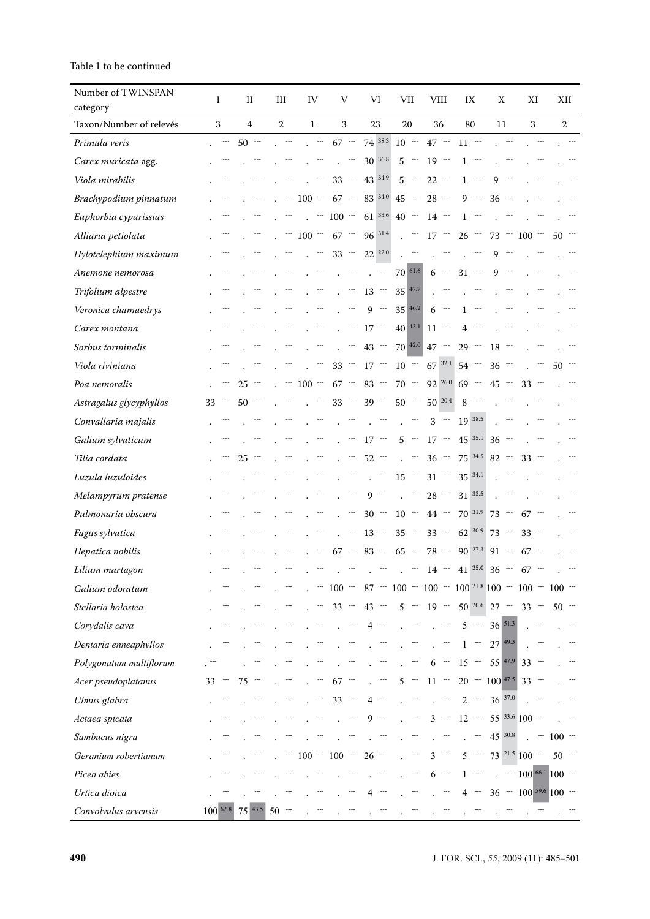Table 1 to be continued

| Number of TWINSPAN category | I | | II | | III | | IV | | V | | VI | | VII | | VIII | | IX | | X | | XI | | XII | |
|---|---|---|---|---|---|---|---|---|---|---|---|---|---|---|---|---|---|---|---|---|---|---|---|---|
| Taxon/Number of relevés | 3 | | 4 | | 2 | | 1 | | 3 | | 23 | | 20 | | 36 | | 80 | | 11 | | 3 | | 2 | |
| *Primula veris* | . | --- | 50 | --- | . | --- | . | --- | 67 | --- | 74 | 38.3 | 10 | --- | 47 | --- | 11 | --- | . | --- | . | --- | . | --- |
| *Carex muricata* agg. | . | --- | . | --- | . | --- | . | --- | . | --- | 30 | 36.8 | 5 | --- | 19 | --- | 1 | --- | . | --- | . | --- | . | --- |
| *Viola mirabilis* | . | --- | . | --- | . | --- | . | --- | 33 | --- | 43 | 34.9 | 5 | --- | 22 | --- | 1 | --- | 9 | --- | . | --- | . | --- |
| *Brachypodium pinnatum* | . | --- | . | --- | . | --- | 100 | --- | 67 | --- | 83 | 34.0 | 45 | --- | 28 | --- | 9 | --- | 36 | --- | . | --- | . | --- |
| *Euphorbia cyparissias* | . | --- | . | --- | . | --- | . | --- | 100 | --- | 61 | 33.6 | 40 | --- | 14 | --- | 1 | --- | . | --- | . | --- | . | --- |
| *Alliaria petiolata* | . | --- | . | --- | . | --- | 100 | --- | 67 | --- | 96 | 31.4 | . | --- | 17 | --- | 26 | --- | 73 | --- | 100 | --- | 50 | --- |
| *Hylotelephium maximum* | . | --- | . | --- | . | --- | . | --- | 33 | --- | 22 | 22.0 | . | --- | . | --- | . | --- | 9 | --- | . | --- | . | --- |
| *Anemone nemorosa* | . | --- | . | --- | . | --- | . | --- | . | --- | . | --- | 70 | 61.6 | 6 | --- | 31 | --- | 9 | --- | . | --- | . | --- |
| *Trifolium alpestre* | . | --- | . | --- | . | --- | . | --- | . | --- | 13 | --- | 35 | 47.7 | . | --- | . | --- | . | --- | . | --- | . | --- |
| *Veronica chamaedrys* | . | --- | . | --- | . | --- | . | --- | . | --- | 9 | --- | 35 | 46.2 | 6 | --- | 1 | --- | . | --- | . | --- | . | --- |
| *Carex montana* | . | --- | . | --- | . | --- | . | --- | . | --- | 17 | --- | 40 | 43.1 | 11 | --- | 4 | --- | . | --- | . | --- | . | --- |
| *Sorbus torminalis* | . | --- | . | --- | . | --- | . | --- | . | --- | 43 | --- | 70 | 42.0 | 47 | --- | 29 | --- | 18 | --- | . | --- | . | --- |
| *Viola riviniana* | . | --- | . | --- | . | --- | . | --- | 33 | --- | 17 | --- | 10 | --- | 67 | 32.1 | 54 | --- | 36 | --- | . | --- | 50 | --- |
| *Poa nemoralis* | . | --- | 25 | --- | . | --- | 100 | --- | 67 | --- | 83 | --- | 70 | --- | 92 | 26.0 | 69 | --- | 45 | --- | 33 | --- | . | --- |
| *Astragalus glycyphyllos* | 33 | --- | 50 | --- | . | --- | . | --- | 33 | --- | 39 | --- | 50 | --- | 50 | 20.4 | 8 | --- | . | --- | . | --- | . | --- |
| *Convallaria majalis* | . | --- | . | --- | . | --- | . | --- | . | --- | . | --- | . | --- | 3 | --- | 19 | 38.5 | . | --- | . | --- | . | --- |
| *Galium sylvaticum* | . | --- | . | --- | . | --- | . | --- | . | --- | 17 | --- | 5 | --- | 17 | --- | 45 | 35.1 | 36 | --- | . | --- | . | --- |
| *Tilia cordata* | . | --- | 25 | --- | . | --- | . | --- | . | --- | 52 | --- | . | --- | 36 | --- | 75 | 34.5 | 82 | --- | 33 | --- | . | --- |
| *Luzula luzuloides* | . | --- | . | --- | . | --- | . | --- | . | --- | . | --- | 15 | --- | 31 | --- | 35 | 34.1 | . | --- | . | --- | . | --- |
| *Melampyrum pratense* | . | --- | . | --- | . | --- | . | --- | . | --- | 9 | --- | . | --- | 28 | --- | 31 | 33.5 | . | --- | . | --- | . | --- |
| *Pulmonaria obscura* | . | --- | . | --- | . | --- | . | --- | . | --- | 30 | --- | 10 | --- | 44 | --- | 70 | 31.9 | 73 | --- | 67 | --- | . | --- |
| *Fagus sylvatica* | . | --- | . | --- | . | --- | . | --- | . | --- | 13 | --- | 35 | --- | 33 | --- | 62 | 30.9 | 73 | --- | 33 | --- | . | --- |
| *Hepatica nobilis* | . | --- | . | --- | . | --- | . | --- | 67 | --- | 83 | --- | 65 | --- | 78 | --- | 90 | 27.3 | 91 | --- | 67 | --- | . | --- |
| *Lilium martagon* | . | --- | . | --- | . | --- | . | --- | . | --- | . | --- | . | --- | 14 | --- | 41 | 25.0 | 36 | --- | 67 | --- | . | --- |
| *Galium odoratum* | . | --- | . | --- | . | --- | . | --- | 100 | --- | 87 | --- | 100 | --- | 100 | --- | 100 | 21.8 | 100 | --- | 100 | --- | 100 | --- |
| *Stellaria holostea* | . | --- | . | --- | . | --- | . | --- | 33 | --- | 43 | --- | 5 | --- | 19 | --- | 50 | 20.6 | 27 | --- | 33 | --- | 50 | --- |
| *Corydalis cava* | . | --- | . | --- | . | --- | . | --- | . | --- | 4 | --- | . | --- | . | --- | 5 | --- | 36 | 51.3 | . | --- | . | --- |
| *Dentaria enneaphyllos* | . | --- | . | --- | . | --- | . | --- | . | --- | . | --- | . | --- | . | --- | 1 | --- | 27 | 49.3 | . | --- | . | --- |
| *Polygonatum multiflorum* | . | --- | . | --- | . | --- | . | --- | . | --- | . | --- | . | --- | 6 | --- | 15 | --- | 55 | 47.9 | 33 | --- | . | --- |
| *Acer pseudoplatanus* | 33 | --- | 75 | --- | . | --- | . | --- | 67 | --- | . | --- | 5 | --- | 11 | --- | 20 | --- | 100 | 47.5 | 33 | --- | . | --- |
| *Ulmus glabra* | . | --- | . | --- | . | --- | . | --- | 33 | --- | 4 | --- | . | --- | . | --- | 2 | --- | 36 | 37.0 | . | --- | . | --- |
| *Actaea spicata* | . | --- | . | --- | . | --- | . | --- | . | --- | 9 | --- | . | --- | 3 | --- | 12 | --- | 55 | 33.6 | 100 | --- | . | --- |
| *Sambucus nigra* | . | --- | . | --- | . | --- | . | --- | . | --- | . | --- | . | --- | . | --- | . | --- | 45 | 30.8 | . | --- | 100 | --- |
| *Geranium robertianum* | . | --- | . | --- | . | --- | 100 | --- | 100 | --- | 26 | --- | . | --- | 3 | --- | 5 | --- | 73 | 21.5 | 100 | --- | 50 | --- |
| *Picea abies* | . | --- | . | --- | . | --- | . | --- | . | --- | . | --- | . | --- | 6 | --- | 1 | --- | . | --- | 100 | 66.1 | 100 | --- |
| *Urtica dioica* | . | --- | . | --- | . | --- | . | --- | . | --- | 4 | --- | . | --- | . | --- | 4 | --- | 36 | --- | 100 | 59.6 | 100 | --- |
| *Convolvulus arvensis* | 100 | 62.8 | 75 | 43.5 | 50 | --- | . | --- | . | --- | . | --- | . | --- | . | --- | . | --- | . | --- | . | --- | . | --- |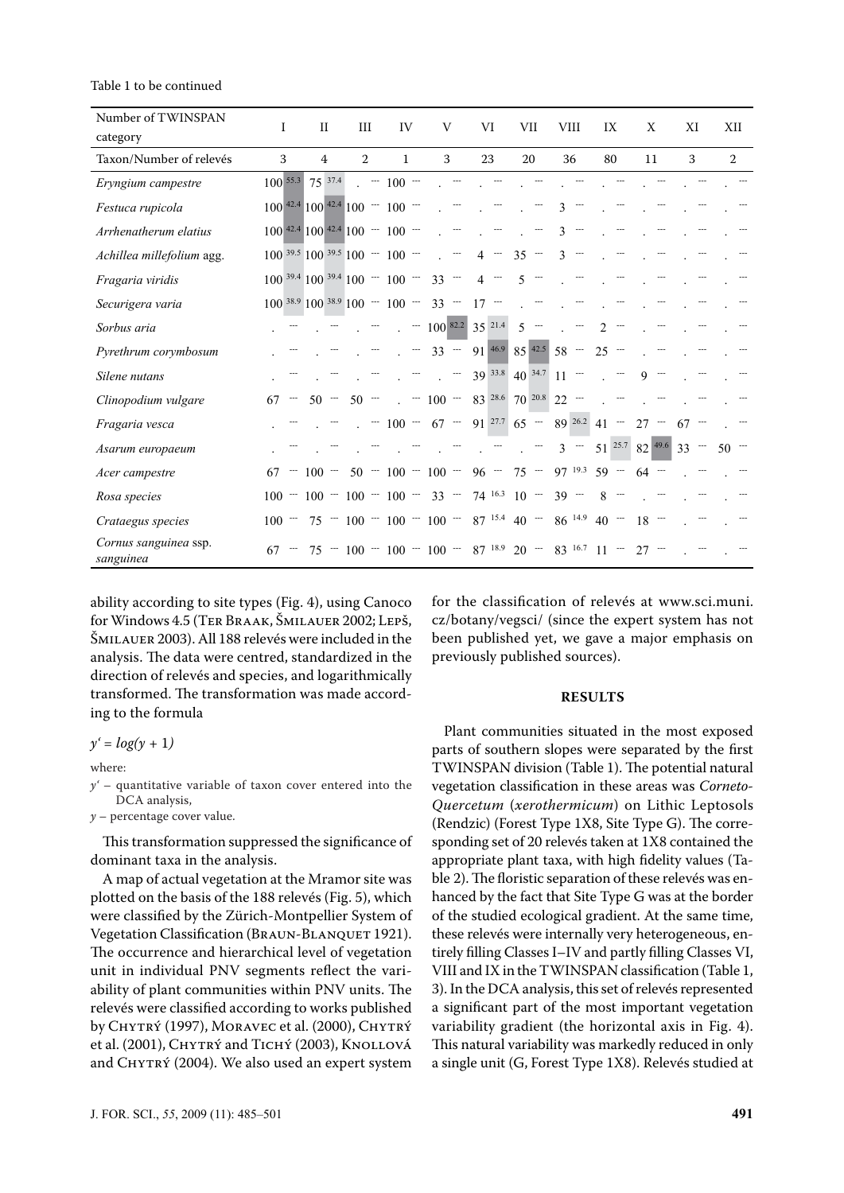Table 1 to be continued

| Number of TWINSPAN category | I | | II | | III | | IV | | V | | VI | | VII | | VIII | | IX | | X | | XI | | XII | |
|---|---|---|---|---|---|---|---|---|---|---|---|---|---|---|---|---|---|---|---|---|---|---|---|---|
| Taxon/Number of relevés | 3 | | 4 | | 2 | | 1 | | 3 | | 23 | | 20 | | 36 | | 80 | | 11 | | 3 | | 2 | |
| *Eryngium campestre* | 100 | 55.3 | 75 | 37.4 | . | --- | 100 | --- | . | --- | . | --- | . | --- | . | --- | . | --- | . | --- | . | --- | . | --- |
| *Festuca rupicola* | 100 | 42.4 | 100 | 42.4 | 100 | --- | 100 | --- | . | --- | . | --- | . | --- | 3 | --- | . | --- | . | --- | . | --- | . | --- |
| *Arrhenatherum elatius* | 100 | 42.4 | 100 | 42.4 | 100 | --- | 100 | --- | . | --- | . | --- | . | --- | 3 | --- | . | --- | . | --- | . | --- | . | --- |
| *Achillea millefolium* agg. | 100 | 39.5 | 100 | 39.5 | 100 | --- | 100 | --- | . | --- | 4 | --- | 35 | --- | 3 | --- | . | --- | . | --- | . | --- | . | --- |
| *Fragaria viridis* | 100 | 39.4 | 100 | 39.4 | 100 | --- | 100 | --- | 33 | --- | 4 | --- | 5 | --- | . | --- | . | --- | . | --- | . | --- | . | --- |
| *Securigera varia* | 100 | 38.9 | 100 | 38.9 | 100 | --- | 100 | --- | 33 | --- | 17 | --- | . | --- | . | --- | . | --- | . | --- | . | --- | . | --- |
| *Sorbus aria* | . | --- | . | --- | . | --- | . | --- | 100 | 82.2 | 35 | 21.4 | 5 | --- | . | --- | 2 | --- | . | --- | . | --- | . | --- |
| *Pyrethrum corymbosum* | . | --- | . | --- | . | --- | . | --- | 33 | --- | 91 | 46.9 | 85 | 42.5 | 58 | --- | 25 | --- | . | --- | . | --- | . | --- |
| *Silene nutans* | . | --- | . | --- | . | --- | . | --- | . | --- | 39 | 33.8 | 40 | 34.7 | 11 | --- | . | --- | 9 | --- | . | --- | . | --- |
| *Clinopodium vulgare* | 67 | --- | 50 | --- | 50 | --- | . | --- | 100 | --- | 83 | 28.6 | 70 | 20.8 | 22 | --- | . | --- | . | --- | . | --- | . | --- |
| *Fragaria vesca* | . | --- | . | --- | . | --- | 100 | --- | 67 | --- | 91 | 27.7 | 65 | --- | 89 | 26.2 | 41 | --- | 27 | --- | 67 | --- | . | --- |
| *Asarum europaeum* | . | --- | . | --- | . | --- | . | --- | . | --- | . | --- | . | --- | 3 | --- | 51 | 25.7 | 82 | 49.6 | 33 | --- | 50 | --- |
| *Acer campestre* | 67 | --- | 100 | --- | 50 | --- | 100 | --- | 100 | --- | 96 | --- | 75 | --- | 97 | 19.3 | 59 | --- | 64 | --- | . | --- | . | --- |
| *Rosa species* | 100 | --- | 100 | --- | 100 | --- | 100 | --- | 33 | --- | 74 | 16.3 | 10 | --- | 39 | --- | 8 | --- | . | --- | . | --- | . | --- |
| *Crataegus species* | 100 | --- | 75 | --- | 100 | --- | 100 | --- | 100 | --- | 87 | 15.4 | 40 | --- | 86 | 14.9 | 40 | --- | 18 | --- | . | --- | . | --- |
| *Cornus sanguinea* ssp. *sanguinea* | 67 | --- | 75 | --- | 100 | --- | 100 | --- | 100 | --- | 87 | 18.9 | 20 | --- | 83 | 16.7 | 11 | --- | 27 | --- | . | --- | . | --- |

ability according to site types (Fig. 4), using Canoco for Windows 4.5 (Ter Braak, Šmilauer 2002; Lepš, Šmilauer 2003). All 188 relevés were included in the analysis. The data were centred, standardized in the direction of relevés and species, and logarithmically transformed. The transformation was made according to the formula

$$y' = log(y + 1)$$

where:

$y'$ – quantitative variable of taxon cover entered into the DCA analysis,

$y$ – percentage cover value.

This transformation suppressed the significance of dominant taxa in the analysis.

A map of actual vegetation at the Mramor site was plotted on the basis of the 188 relevés (Fig. 5), which were classified by the Zürich-Montpellier System of Vegetation Classification (Braun-Blanquet 1921). The occurrence and hierarchical level of vegetation unit in individual PNV segments reflect the variability of plant communities within PNV units. The relevés were classified according to works published by Chytrý (1997), Moravec et al. (2000), Chytrý et al. (2001), Chytrý and Tichý (2003), Knollová and Chytrý (2004). We also used an expert system for the classification of relevés at www.sci.muni.cz/botany/vegsci/ (since the expert system has not been published yet, we gave a major emphasis on previously published sources).

## RESULTS

Plant communities situated in the most exposed parts of southern slopes were separated by the first TWINSPAN division (Table 1). The potential natural vegetation classification in these areas was *Corneto-Quercetum* (*xerothermicum*) on Lithic Leptosols (Rendzic) (Forest Type 1X8, Site Type G). The corresponding set of 20 relevés taken at 1X8 contained the appropriate plant taxa, with high fidelity values (Table 2). The floristic separation of these relevés was enhanced by the fact that Site Type G was at the border of the studied ecological gradient. At the same time, these relevés were internally very heterogeneous, entirely filling Classes I–IV and partly filling Classes VI, VIII and IX in the TWINSPAN classification (Table 1, 3). In the DCA analysis, this set of relevés represented a significant part of the most important vegetation variability gradient (the horizontal axis in Fig. 4). This natural variability was markedly reduced in only a single unit (G, Forest Type 1X8). Relevés studied at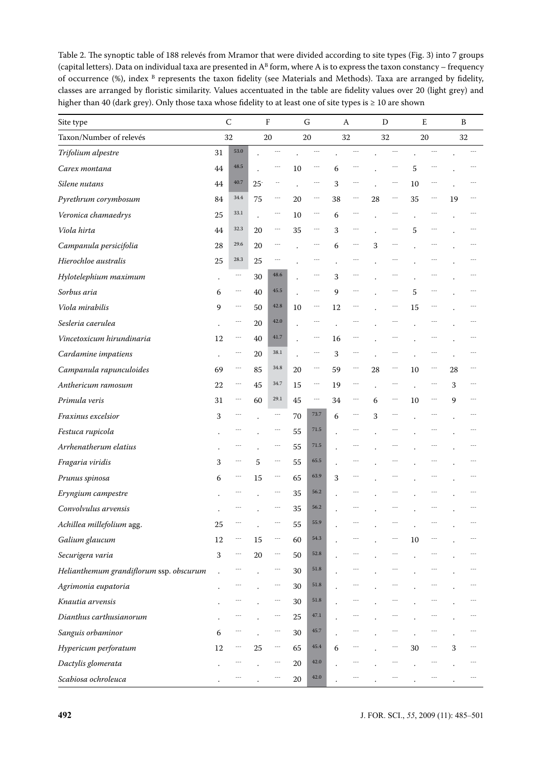Table 2. The synoptic table of 188 relevés from Mramor that were divided according to site types (Fig. 3) into 7 groups (capital letters). Data on individual taxa are presented in $A^B$ form, where A is to express the taxon constancy – frequency of occurrence (%), index $^B$ represents the taxon fidelity (see Materials and Methods). Taxa are arranged by fidelity, classes are arranged by floristic similarity. Values accentuated in the table are fidelity values over 20 (light grey) and higher than 40 (dark grey). Only those taxa whose fidelity to at least one of site types is ≥ 10 are shown

| Site type | C | | F | | G | | A | | D | | E | | B | |
|---|---|---|---|---|---|---|---|---|---|---|---|---|---|---|
| Taxon/Number of relevés | 32 | | 20 | | 20 | | 32 | | 32 | | 20 | | 32 | |
| *Trifolium alpestre* | 31 | 53.0 | . | --- | . | --- | . | --- | . | --- | . | --- | . | --- |
| *Carex montana* | 44 | 48.5 | . | --- | 10 | --- | 6 | --- | . | --- | 5 | --- | . | --- |
| *Silene nutans* | 44 | 40.7 | 25 | -- | . | --- | 3 | --- | . | --- | 10 | --- | . | --- |
| *Pyrethrum corymbosum* | 84 | 34.4 | 75 | --- | 20 | --- | 38 | --- | 28 | --- | 35 | --- | 19 | --- |
| *Veronica chamaedrys* | 25 | 33.1 | . | --- | 10 | --- | 6 | --- | . | --- | . | --- | . | --- |
| *Viola hirta* | 44 | 32.3 | 20 | --- | 35 | --- | 3 | --- | . | --- | 5 | --- | . | --- |
| *Campanula persicifolia* | 28 | 29.6 | 20 | --- | . | --- | 6 | --- | 3 | --- | . | --- | . | --- |
| *Hierochloe australis* | 25 | 28.3 | 25 | --- | . | --- | . | --- | . | --- | . | --- | . | --- |
| *Hylotelephium maximum* | . | --- | 30 | 48.6 | . | --- | 3 | --- | . | --- | . | --- | . | --- |
| *Sorbus aria* | 6 | --- | 40 | 45.5 | . | --- | 9 | --- | . | --- | 5 | --- | . | --- |
| *Viola mirabilis* | 9 | --- | 50 | 42.8 | 10 | --- | 12 | --- | . | --- | 15 | --- | . | --- |
| *Sesleria caerulea* | . | --- | 20 | 42.0 | . | --- | . | --- | . | --- | . | --- | . | --- |
| *Vincetoxicum hirundinaria* | 12 | --- | 40 | 41.7 | . | --- | 16 | --- | . | --- | . | --- | . | --- |
| *Cardamine impatiens* | . | --- | 20 | 38.1 | . | --- | 3 | --- | . | --- | . | --- | . | --- |
| *Campanula rapunculoides* | 69 | --- | 85 | 34.8 | 20 | --- | 59 | --- | 28 | --- | 10 | --- | 28 | --- |
| *Anthericum ramosum* | 22 | --- | 45 | 34.7 | 15 | --- | 19 | --- | . | --- | . | --- | 3 | --- |
| *Primula veris* | 31 | --- | 60 | 29.1 | 45 | --- | 34 | --- | 6 | --- | 10 | --- | 9 | --- |
| *Fraxinus excelsior* | 3 | --- | . | --- | 70 | 73.7 | 6 | --- | 3 | --- | . | --- | . | --- |
| *Festuca rupicola* | . | --- | . | --- | 55 | 71.5 | . | --- | . | --- | . | --- | . | --- |
| *Arrhenatherum elatius* | . | --- | . | --- | 55 | 71.5 | . | --- | . | --- | . | --- | . | --- |
| *Fragaria viridis* | 3 | --- | 5 | --- | 55 | 65.5 | . | --- | . | --- | . | --- | . | --- |
| *Prunus spinosa* | 6 | --- | 15 | --- | 65 | 63.9 | 3 | --- | . | --- | . | --- | . | --- |
| *Eryngium campestre* | . | --- | . | --- | 35 | 56.2 | . | --- | . | --- | . | --- | . | --- |
| *Convolvulus arvensis* | . | --- | . | --- | 35 | 56.2 | . | --- | . | --- | . | --- | . | --- |
| *Achillea millefolium* agg. | 25 | --- | . | --- | 55 | 55.9 | . | --- | . | --- | . | --- | . | --- |
| *Galium glaucum* | 12 | --- | 15 | --- | 60 | 54.3 | . | --- | . | --- | 10 | --- | . | --- |
| *Securigera varia* | 3 | --- | 20 | --- | 50 | 52.8 | . | --- | . | --- | . | --- | . | --- |
| *Helianthemum grandiflorum* ssp. *obscurum* | . | --- | . | --- | 30 | 51.8 | . | --- | . | --- | . | --- | . | --- |
| *Agrimonia eupatoria* | . | --- | . | --- | 30 | 51.8 | . | --- | . | --- | . | --- | . | --- |
| *Knautia arvensis* | . | --- | . | --- | 30 | 51.8 | . | --- | . | --- | . | --- | . | --- |
| *Dianthus carthusianorum* | . | --- | . | --- | 25 | 47.1 | . | --- | . | --- | . | --- | . | --- |
| *Sanguis orbaminor* | 6 | --- | . | --- | 30 | 45.7 | . | --- | . | --- | . | --- | . | --- |
| *Hypericum perforatum* | 12 | --- | 25 | --- | 65 | 45.4 | 6 | --- | . | --- | 30 | --- | 3 | --- |
| *Dactylis glomerata* | . | --- | . | --- | 20 | 42.0 | . | --- | . | --- | . | --- | . | --- |
| *Scabiosa ochroleuca* | . | --- | . | --- | 20 | 42.0 | . | --- | . | --- | . | --- | . | --- |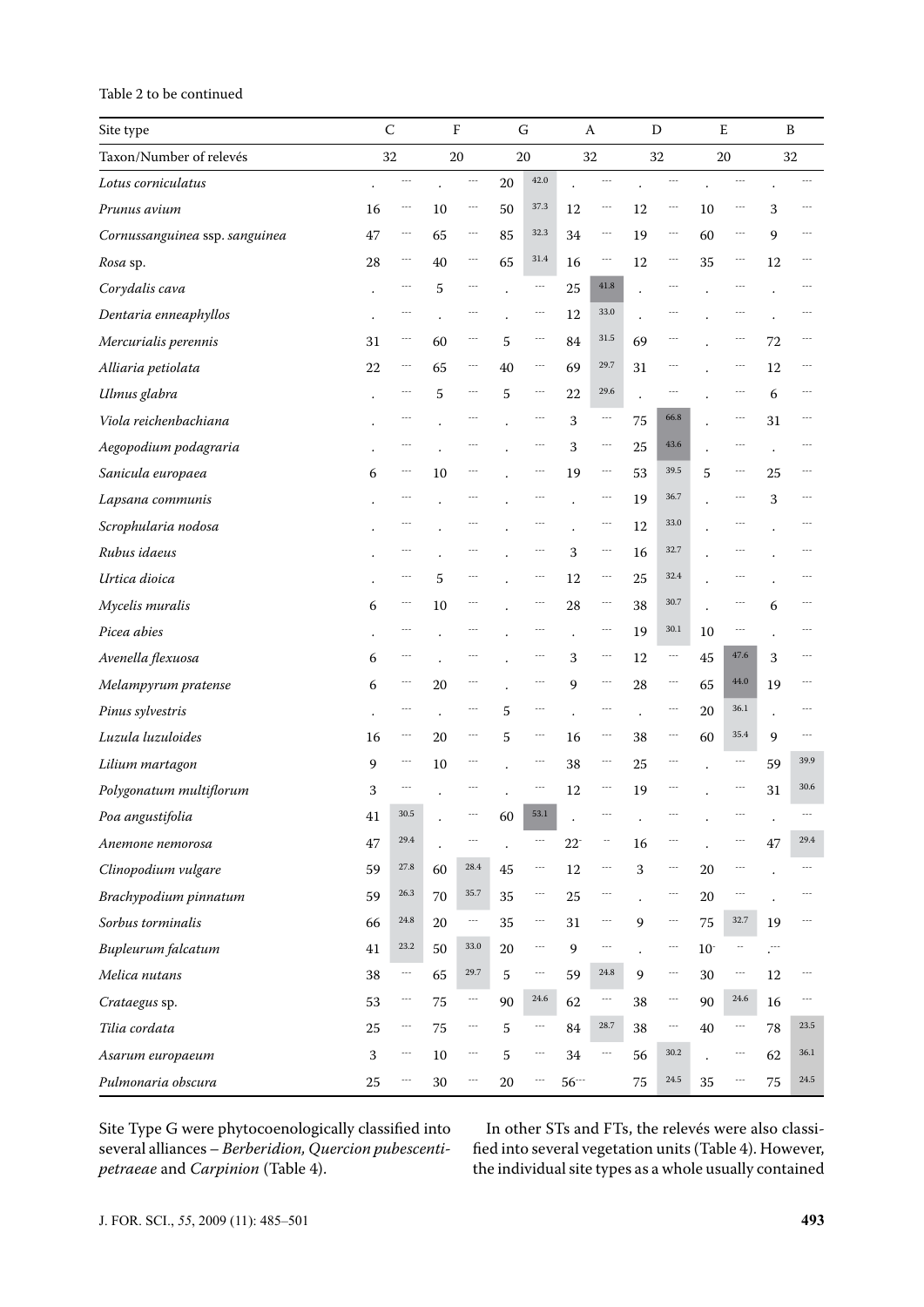Table 2 to be continued

| Site type | C | | F | | G | | A | | D | | E | | B | |
|---|---|---|---|---|---|---|---|---|---|---|---|---|---|---|
| Taxon/Number of relevés | 32 | | 20 | | 20 | | 32 | | 32 | | 20 | | 32 | |
| *Lotus corniculatus* | . | --- | . | --- | 20 | 42.0 | . | --- | . | --- | . | --- | . | --- |
| *Prunus avium* | 16 | --- | 10 | --- | 50 | 37.3 | 12 | --- | 12 | --- | 10 | --- | 3 | --- |
| *Cornussanguinea* ssp. *sanguinea* | 47 | --- | 65 | --- | 85 | 32.3 | 34 | --- | 19 | --- | 60 | --- | 9 | --- |
| *Rosa* sp. | 28 | --- | 40 | --- | 65 | 31.4 | 16 | --- | 12 | --- | 35 | --- | 12 | --- |
| *Corydalis cava* | . | --- | 5 | --- | . | --- | 25 | 41.8 | . | --- | . | --- | . | --- |
| *Dentaria enneaphyllos* | . | --- | . | --- | . | --- | 12 | 33.0 | . | --- | . | --- | . | --- |
| *Mercurialis perennis* | 31 | --- | 60 | --- | 5 | --- | 84 | 31.5 | 69 | --- | . | --- | 72 | --- |
| *Alliaria petiolata* | 22 | --- | 65 | --- | 40 | --- | 69 | 29.7 | 31 | --- | . | --- | 12 | --- |
| *Ulmus glabra* | . | --- | 5 | --- | 5 | --- | 22 | 29.6 | . | --- | . | --- | 6 | --- |
| *Viola reichenbachiana* | . | --- | . | --- | . | --- | 3 | --- | 75 | 66.8 | . | --- | 31 | --- |
| *Aegopodium podagraria* | . | --- | . | --- | . | --- | 3 | --- | 25 | 43.6 | . | --- | . | --- |
| *Sanicula europaea* | 6 | --- | 10 | --- | . | --- | 19 | --- | 53 | 39.5 | 5 | --- | 25 | --- |
| *Lapsana communis* | . | --- | . | --- | . | --- | . | --- | 19 | 36.7 | . | --- | 3 | --- |
| *Scrophularia nodosa* | . | --- | . | --- | . | --- | . | --- | 12 | 33.0 | . | --- | . | --- |
| *Rubus idaeus* | . | --- | . | --- | . | --- | 3 | --- | 16 | 32.7 | . | --- | . | --- |
| *Urtica dioica* | . | --- | 5 | --- | . | --- | 12 | --- | 25 | 32.4 | . | --- | . | --- |
| *Mycelis muralis* | 6 | --- | 10 | --- | . | --- | 28 | --- | 38 | 30.7 | . | --- | 6 | --- |
| *Picea abies* | . | --- | . | --- | . | --- | . | --- | 19 | 30.1 | 10 | --- | . | --- |
| *Avenella flexuosa* | 6 | --- | . | --- | . | --- | 3 | --- | 12 | --- | 45 | 47.6 | 3 | --- |
| *Melampyrum pratense* | 6 | --- | 20 | --- | . | --- | 9 | --- | 28 | --- | 65 | 44.0 | 19 | --- |
| *Pinus sylvestris* | . | --- | . | --- | 5 | --- | . | --- | . | --- | 20 | 36.1 | . | --- |
| *Luzula luzuloides* | 16 | --- | 20 | --- | 5 | --- | 16 | --- | 38 | --- | 60 | 35.4 | 9 | --- |
| *Lilium martagon* | 9 | --- | 10 | --- | . | --- | 38 | --- | 25 | --- | . | --- | 59 | 39.9 |
| *Polygonatum multiflorum* | 3 | --- | . | --- | . | --- | 12 | --- | 19 | --- | . | --- | 31 | 30.6 |
| *Poa angustifolia* | 41 | 30.5 | . | --- | 60 | 53.1 | . | --- | . | --- | . | --- | . | --- |
| *Anemone nemorosa* | 47 | 29.4 | . | --- | . | --- | 22 | -- | 16 | --- | . | --- | 47 | 29.4 |
| *Clinopodium vulgare* | 59 | 27.8 | 60 | 28.4 | 45 | --- | 12 | --- | 3 | --- | 20 | --- | . | --- |
| *Brachypodium pinnatum* | 59 | 26.3 | 70 | 35.7 | 35 | --- | 25 | --- | . | --- | 20 | --- | . | --- |
| *Sorbus torminalis* | 66 | 24.8 | 20 | --- | 35 | --- | 31 | --- | 9 | --- | 75 | 32.7 | 19 | --- |
| *Bupleurum falcatum* | 41 | 23.2 | 50 | 33.0 | 20 | --- | 9 | --- | . | --- | 10 | -- | .--- | |
| *Melica nutans* | 38 | --- | 65 | 29.7 | 5 | --- | 59 | 24.8 | 9 | --- | 30 | --- | 12 | --- |
| *Crataegus* sp. | 53 | --- | 75 | --- | 90 | 24.6 | 62 | --- | 38 | --- | 90 | 24.6 | 16 | --- |
| *Tilia cordata* | 25 | --- | 75 | --- | 5 | --- | 84 | 28.7 | 38 | --- | 40 | --- | 78 | 23.5 |
| *Asarum europaeum* | 3 | --- | 10 | --- | 5 | --- | 34 | --- | 56 | 30.2 | . | --- | 62 | 36.1 |
| *Pulmonaria obscura* | 25 | --- | 30 | --- | 20 | --- | 56--- | | 75 | 24.5 | 35 | --- | 75 | 24.5 |

Site Type G were phytocoenologically classified into several alliances – *Berberidion, Quercion pubescenti-petraeae* and *Carpinion* (Table 4).

In other STs and FTs, the relevés were also classified into several vegetation units (Table 4). However, the individual site types as a whole usually contained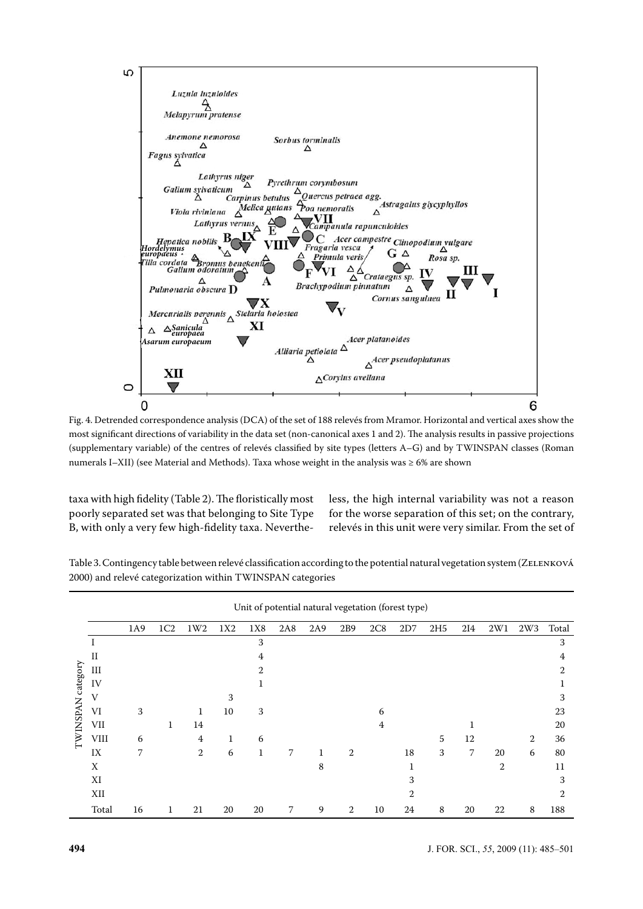Fig. 4. Detrended correspondence analysis (DCA) of the set of 188 relevés from Mramor. Horizontal and vertical axes show the most significant directions of variability in the data set (non-canonical axes 1 and 2). The analysis results in passive projections (supplementary variable) of the centres of relevés classified by site types (letters A–G) and by TWINSPAN classes (Roman numerals I–XII) (see Material and Methods). Taxa whose weight in the analysis was ≥ 6% are shown

taxa with high fidelity (Table 2). The floristically most poorly separated set was that belonging to Site Type B, with only a very few high-fidelity taxa. Nevertheless, the high internal variability was not a reason for the worse separation of this set; on the contrary, relevés in this unit were very similar. From the set of

Table 3. Contingency table between relevé classification according to the potential natural vegetation system (ZELENKOVÁ 2000) and relevé categorization within TWINSPAN categories

| | Unit of potential natural vegetation (forest type) | | | | | | | | | | | | | | |
|---|---|---|---|---|---|---|---|---|---|---|---|---|---|---|---|
| TWINSPAN category | 1A9 | 1C2 | 1W2 | 1X2 | 1X8 | 2A8 | 2A9 | 2B9 | 2C8 | 2D7 | 2H5 | 2I4 | 2W1 | 2W3 | Total |
| I | | | | | 3 | | | | | | | | | | 3 |
| II | | | | | 4 | | | | | | | | | | 4 |
| III | | | | | 2 | | | | | | | | | | 2 |
| IV | | | | | 1 | | | | | | | | | | 1 |
| V | | | | 3 | | | | | | | | | | | 3 |
| VI | 3 | | 1 | 10 | 3 | | | | 6 | | | | | | 23 |
| VII | | 1 | 14 | | | | | | 4 | | | 1 | | | 20 |
| VIII | 6 | | 4 | 1 | 6 | | | | | | 5 | 12 | | 2 | 36 |
| IX | 7 | | 2 | 6 | 1 | 7 | 1 | 2 | | 18 | 3 | 7 | 20 | 6 | 80 |
| X | | | | | | | 8 | | | 1 | | | 2 | | 11 |
| XI | | | | | | | | | | 3 | | | | | 3 |
| XII | | | | | | | | | | 2 | | | | | 2 |
| Total | 16 | 1 | 21 | 20 | 20 | 7 | 9 | 2 | 10 | 24 | 8 | 20 | 22 | 8 | 188 |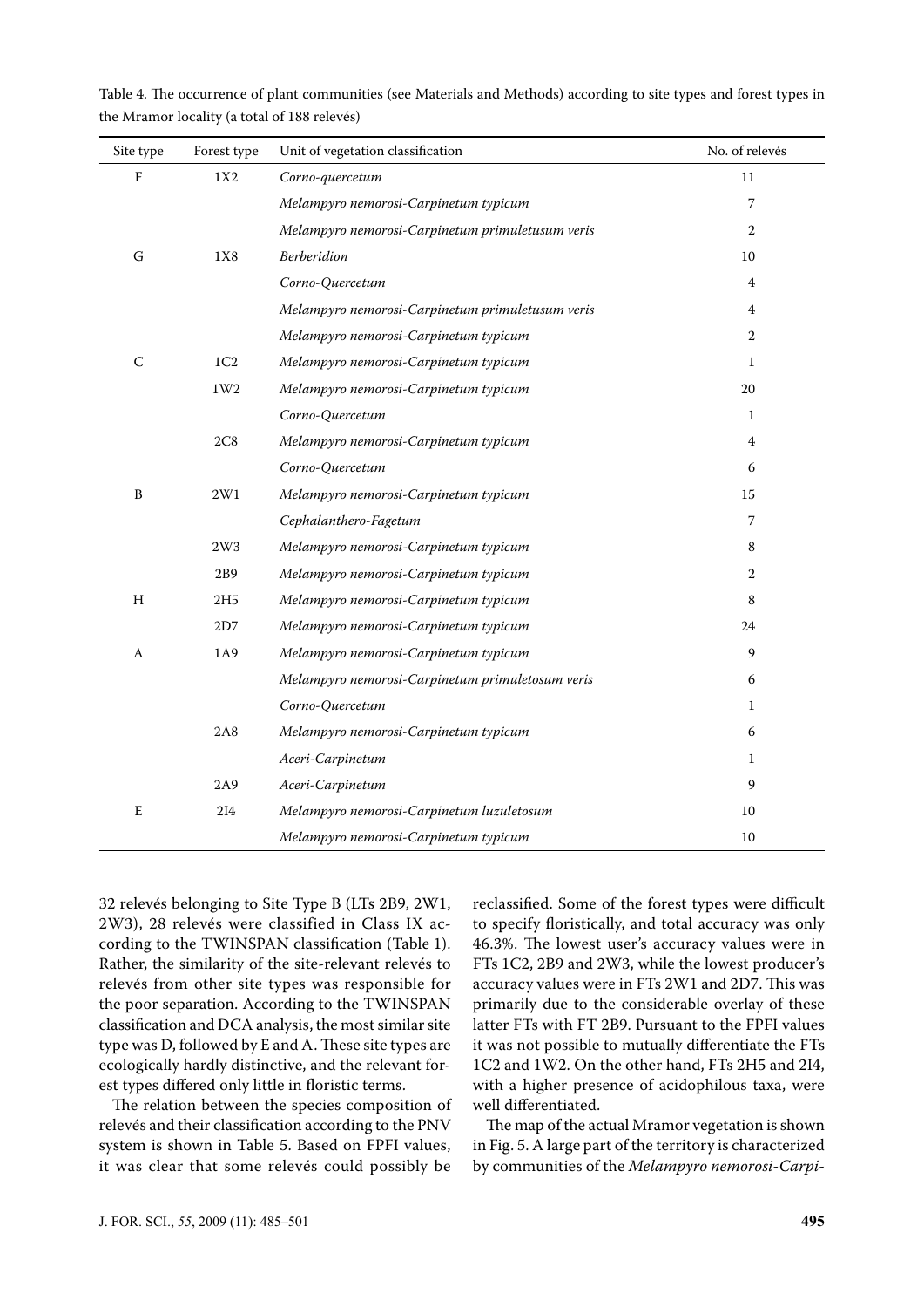Table 4. The occurrence of plant communities (see Materials and Methods) according to site types and forest types in the Mramor locality (a total of 188 relevés)

| Site type | Forest type | Unit of vegetation classification | No. of relevés |
|---|---|---|---|
| F | 1X2 | *Corno-quercetum* | 11 |
| | | *Melampyro nemorosi-Carpinetum typicum* | 7 |
| | | *Melampyro nemorosi-Carpinetum primuletusum veris* | 2 |
| G | 1X8 | *Berberidion* | 10 |
| | | *Corno-Quercetum* | 4 |
| | | *Melampyro nemorosi-Carpinetum primuletusum veris* | 4 |
| | | *Melampyro nemorosi-Carpinetum typicum* | 2 |
| C | 1C2 | *Melampyro nemorosi-Carpinetum typicum* | 1 |
| | 1W2 | *Melampyro nemorosi-Carpinetum typicum* | 20 |
| | | *Corno-Quercetum* | 1 |
| | 2C8 | *Melampyro nemorosi-Carpinetum typicum* | 4 |
| | | *Corno-Quercetum* | 6 |
| B | 2W1 | *Melampyro nemorosi-Carpinetum typicum* | 15 |
| | | *Cephalanthero-Fagetum* | 7 |
| | 2W3 | *Melampyro nemorosi-Carpinetum typicum* | 8 |
| | 2B9 | *Melampyro nemorosi-Carpinetum typicum* | 2 |
| H | 2H5 | *Melampyro nemorosi-Carpinetum typicum* | 8 |
| | 2D7 | *Melampyro nemorosi-Carpinetum typicum* | 24 |
| A | 1A9 | *Melampyro nemorosi-Carpinetum typicum* | 9 |
| | | *Melampyro nemorosi-Carpinetum primuletosum veris* | 6 |
| | | *Corno-Quercetum* | 1 |
| | 2A8 | *Melampyro nemorosi-Carpinetum typicum* | 6 |
| | | *Aceri-Carpinetum* | 1 |
| | 2A9 | *Aceri-Carpinetum* | 9 |
| E | 2I4 | *Melampyro nemorosi-Carpinetum luzuletosum* | 10 |
| | | *Melampyro nemorosi-Carpinetum typicum* | 10 |

32 relevés belonging to Site Type B (LTs 2B9, 2W1, 2W3), 28 relevés were classified in Class IX according to the TWINSPAN classification (Table 1). Rather, the similarity of the site-relevant relevés to relevés from other site types was responsible for the poor separation. According to the TWINSPAN classification and DCA analysis, the most similar site type was D, followed by E and A. These site types are ecologically hardly distinctive, and the relevant forest types differed only little in floristic terms.

The relation between the species composition of relevés and their classification according to the PNV system is shown in Table 5. Based on FPFI values, it was clear that some relevés could possibly be reclassified. Some of the forest types were difficult to specify floristically, and total accuracy was only 46.3%. The lowest user's accuracy values were in FTs 1C2, 2B9 and 2W3, while the lowest producer's accuracy values were in FTs 2W1 and 2D7. This was primarily due to the considerable overlap of these latter FTs with FT 2B9. Pursuant to the FPFI values it was not possible to mutually differentiate the FTs 1C2 and 1W2. On the other hand, FTs 2H5 and 2I4, with a higher presence of acidophilous taxa, were well differentiated.

The map of the actual Mramor vegetation is shown in Fig. 5. A large part of the territory is characterized by communities of the *Melampyro nemorosi-Carpi-*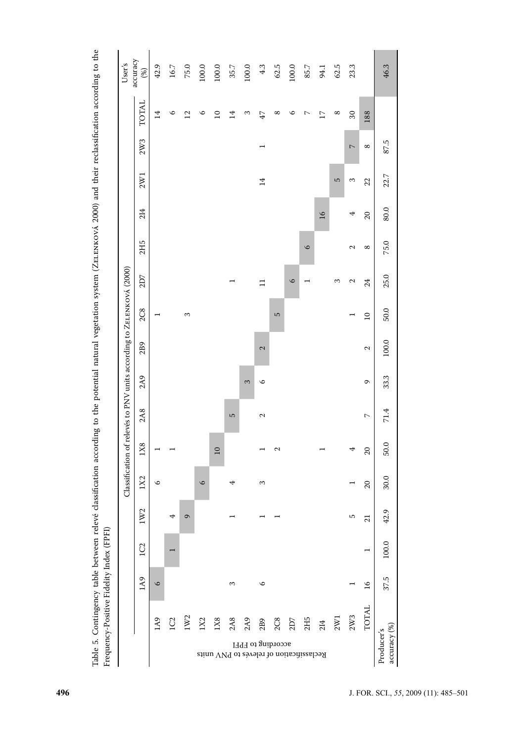Table 5. Contingency table between relevé classification according to the potential natural vegetation system (ZELENKOVÁ 2000) and their reclassification according to the Frequency-Positive Fidelity Index (FPFI)

| Reclassification of relevés to PNV units according to FPFI | Classification of relevés to PNV units according to ZELENKOVÁ (2000) | | | | | | | | | | | | | | | User's accuracy (%) |
|---|---|---|---|---|---|---|---|---|---|---|---|---|---|---|---|---|
| | 1A9 | 1C2 | 1W2 | 1X2 | 1X8 | 2A8 | 2A9 | 2B9 | 2C8 | 2D7 | 2H5 | 2I4 | 2W1 | 2W3 | TOTAL | |
| 1A9 | 6 | | | 6 | 1 | | | | 1 | | | | | | 14 | 42.9 |
| 1C2 | | 1 | 4 | | 1 | | | | | | | | | | 6 | 16.7 |
| 1W2 | | | 9 | | | | | | 3 | | | | | | 12 | 75.0 |
| 1X2 | | | | 6 | | | | | | | | | | | 6 | 100.0 |
| 1X8 | | | | | 10 | | | | | | | | | | 10 | 100.0 |
| 2A8 | 3 | | 1 | 4 | | 5 | | | | 1 | | | | | 14 | 35.7 |
| 2A9 | | | | | | | 3 | | | | | | | | 3 | 100.0 |
| 2B9 | 6 | | 1 | 3 | 1 | 2 | 6 | 2 | | 11 | | | 14 | 1 | 47 | 4.3 |
| 2C8 | | | 1 | | 2 | | | | 5 | | | | | | 8 | 62.5 |
| 2D7 | | | | | | | | | | 6 | | | | | 6 | 100.0 |
| 2H5 | | | | | | | | | | 1 | 6 | | | | 7 | 85.7 |
| 2I4 | | | | | 1 | | | | | | | 16 | | | 17 | 94.1 |
| 2W1 | | | | | | | | | | 3 | | | 5 | | 8 | 62.5 |
| 2W3 | 1 | | 5 | 1 | 4 | | | | 1 | 2 | 2 | 4 | 3 | 7 | 30 | 23.3 |
| TOTAL | 16 | 1 | 21 | 20 | 20 | 7 | 9 | 2 | 10 | 24 | 8 | 20 | 22 | 8 | 188 | |
| Producer's accuracy (%) | 37.5 | 100.0 | 42.9 | 30.0 | 50.0 | 71.4 | 33.3 | 100.0 | 50.0 | 25.0 | 75.0 | 80.0 | 22.7 | 87.5 | | 46.3 |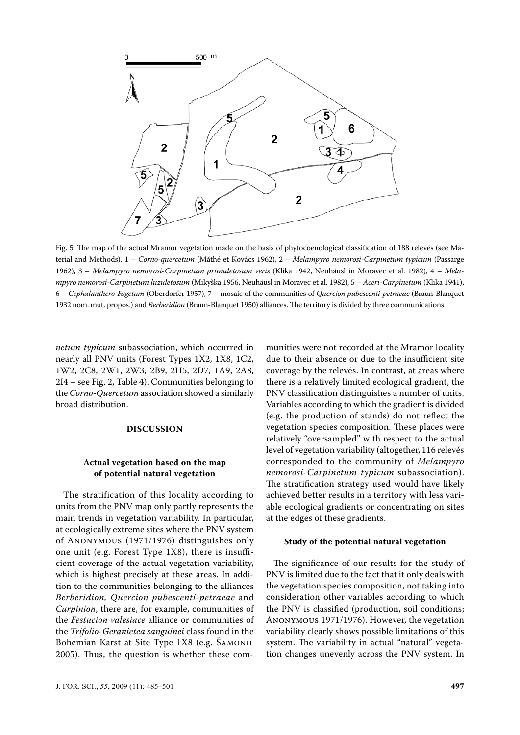Fig. 5. The map of the actual Mramor vegetation made on the basis of phytocoenological classification of 188 relevés (see Material and Methods). 1 – *Corno-quercetum* (Máthé et Kovács 1962), 2 – *Melampyro nemorosi-Carpinetum typicum* (Passarge 1962), 3 – *Melampyro nemorosi-Carpinetum primuletosum veris* (Klika 1942, Neuhäusl in Moravec et al. 1982), 4 – *Melampyro nemorosi-Carpinetum luzuletosum* (Mikyška 1956, Neuhäusl in Moravec et al. 1982), 5 – *Aceri-Carpinetum* (Klika 1941), 6 – *Cephalanthero-Fagetum* (Oberdorfer 1957), 7 – mosaic of the communities of *Quercion pubescenti-petraeae* (Braun-Blanquet 1932 nom. mut. propos.) and *Berberidion* (Braun-Blanquet 1950) alliances. The territory is divided by three communications

*netum typicum* subassociation, which occurred in nearly all PNV units (Forest Types 1X2, 1X8, 1C2, 1W2, 2C8, 2W1, 2W3, 2B9, 2H5, 2D7, 1A9, 2A8, 2I4 – see Fig. 2, Table 4). Communities belonging to the *Corno-Quercetum* association showed a similarly broad distribution.

## DISCUSSION

### Actual vegetation based on the map of potential natural vegetation

The stratification of this locality according to units from the PNV map only partly represents the main trends in vegetation variability. In particular, at ecologically extreme sites where the PNV system of Anonymous (1971/1976) distinguishes only one unit (e.g. Forest Type 1X8), there is insufficient coverage of the actual vegetation variability, which is highest precisely at these areas. In addition to the communities belonging to the alliances *Berberidion, Quercion pubescenti-petraeae* and *Carpinion*, there are, for example, communities of the *Festucion valesiace* alliance or communities of the *Trifolio-Geranietea sanguinei* class found in the Bohemian Karst at Site Type 1X8 (e.g. Šamonil 2005). Thus, the question is whether these communities were not recorded at the Mramor locality due to their absence or due to the insufficient site coverage by the relevés. In contrast, at areas where there is a relatively limited ecological gradient, the PNV classification distinguishes a number of units. Variables according to which the gradient is divided (e.g. the production of stands) do not reflect the vegetation species composition. These places were relatively "oversampled" with respect to the actual level of vegetation variability (altogether, 116 relevés corresponded to the community of *Melampyro nemorosi-Carpinetum typicum* subassociation). The stratification strategy used would have likely achieved better results in a territory with less variable ecological gradients or concentrating on sites at the edges of these gradients.

### Study of the potential natural vegetation

The significance of our results for the study of PNV is limited due to the fact that it only deals with the vegetation species composition, not taking into consideration other variables according to which the PNV is classified (production, soil conditions; Anonymous 1971/1976). However, the vegetation variability clearly shows possible limitations of this system. The variability in actual "natural" vegetation changes unevenly across the PNV system. In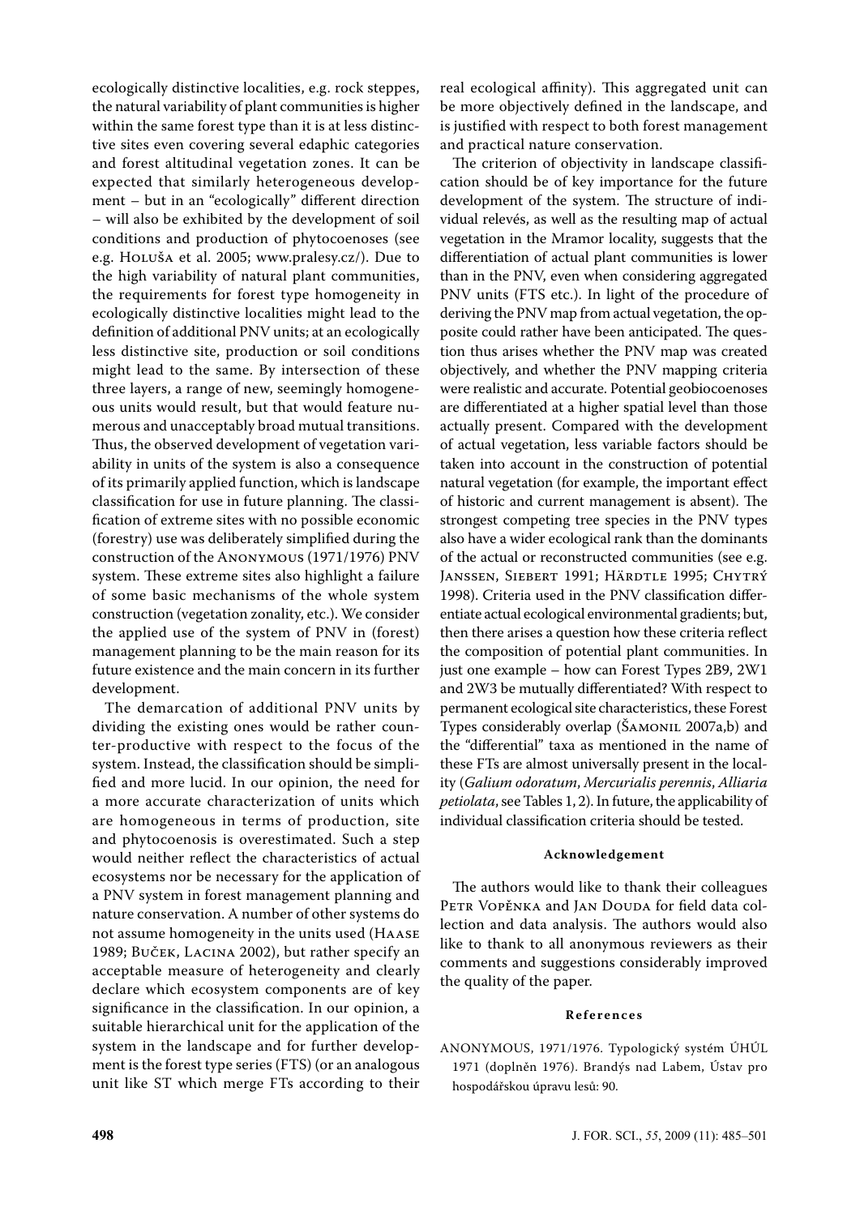ecologically distinctive localities, e.g. rock steppes, the natural variability of plant communities is higher within the same forest type than it is at less distinctive sites even covering several edaphic categories and forest altitudinal vegetation zones. It can be expected that similarly heterogeneous development – but in an "ecologically" different direction – will also be exhibited by the development of soil conditions and production of phytocoenoses (see e.g. Holuša et al. 2005; www.pralesy.cz/). Due to the high variability of natural plant communities, the requirements for forest type homogeneity in ecologically distinctive localities might lead to the definition of additional PNV units; at an ecologically less distinctive site, production or soil conditions might lead to the same. By intersection of these three layers, a range of new, seemingly homogeneous units would result, but that would feature numerous and unacceptably broad mutual transitions. Thus, the observed development of vegetation variability in units of the system is also a consequence of its primarily applied function, which is landscape classification for use in future planning. The classification of extreme sites with no possible economic (forestry) use was deliberately simplified during the construction of the Anonymous (1971/1976) PNV system. These extreme sites also highlight a failure of some basic mechanisms of the whole system construction (vegetation zonality, etc.). We consider the applied use of the system of PNV in (forest) management planning to be the main reason for its future existence and the main concern in its further development.

The demarcation of additional PNV units by dividing the existing ones would be rather counter-productive with respect to the focus of the system. Instead, the classification should be simplified and more lucid. In our opinion, the need for a more accurate characterization of units which are homogeneous in terms of production, site and phytocoenosis is overestimated. Such a step would neither reflect the characteristics of actual ecosystems nor be necessary for the application of a PNV system in forest management planning and nature conservation. A number of other systems do not assume homogeneity in the units used (Haase 1989; Buček, Lacina 2002), but rather specify an acceptable measure of heterogeneity and clearly declare which ecosystem components are of key significance in the classification. In our opinion, a suitable hierarchical unit for the application of the system in the landscape and for further development is the forest type series (FTS) (or an analogous unit like ST which merge FTs according to their real ecological affinity). This aggregated unit can be more objectively defined in the landscape, and is justified with respect to both forest management and practical nature conservation.

The criterion of objectivity in landscape classification should be of key importance for the future development of the system. The structure of individual relevés, as well as the resulting map of actual vegetation in the Mramor locality, suggests that the differentiation of actual plant communities is lower than in the PNV, even when considering aggregated PNV units (FTS etc.). In light of the procedure of deriving the PNV map from actual vegetation, the opposite could rather have been anticipated. The question thus arises whether the PNV map was created objectively, and whether the PNV mapping criteria were realistic and accurate. Potential geobiocoenoses are differentiated at a higher spatial level than those actually present. Compared with the development of actual vegetation, less variable factors should be taken into account in the construction of potential natural vegetation (for example, the important effect of historic and current management is absent). The strongest competing tree species in the PNV types also have a wider ecological rank than the dominants of the actual or reconstructed communities (see e.g. Janssen, Siebert 1991; Härdtle 1995; Chytrý 1998). Criteria used in the PNV classification differentiate actual ecological environmental gradients; but, then there arises a question how these criteria reflect the composition of potential plant communities. In just one example – how can Forest Types 2B9, 2W1 and 2W3 be mutually differentiated? With respect to permanent ecological site characteristics, these Forest Types considerably overlap (Šamonil 2007a,b) and the "differential" taxa as mentioned in the name of these FTs are almost universally present in the locality (*Galium odoratum*, *Mercurialis perennis*, *Alliaria petiolata*, see Tables 1, 2). In future, the applicability of individual classification criteria should be tested.

#### Acknowledgement

The authors would like to thank their colleagues Petr Vopěnka and Jan Douda for field data collection and data analysis. The authors would also like to thank to all anonymous reviewers as their comments and suggestions considerably improved the quality of the paper.

#### References

ANONYMOUS, 1971/1976. Typologický systém ÚHÚL 1971 (doplněn 1976). Brandýs nad Labem, Ústav pro hospodářskou úpravu lesů: 90.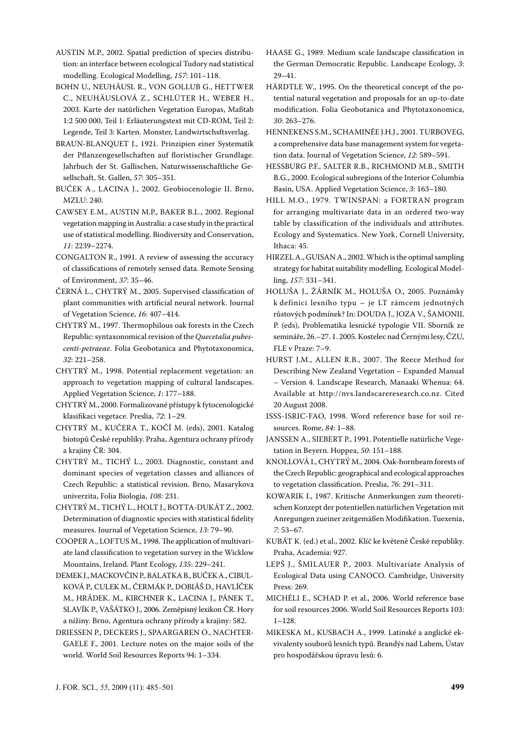AUSTIN M.P., 2002. Spatial prediction of species distribution: an interface between ecological Tudory nad statistical modelling. Ecological Modelling, *157*: 101–118.

BOHN U., NEUHÄUSL R., VON GOLLUB G., HETTWER C., NEUHÄUSLOVÁ Z., SCHLÜTER H., WEBER H., 2003. Karte der natürlichen Vegetation Europas, Maßtab 1:2 500 000, Teil 1: Erläuterungstext mit CD-ROM, Teil 2: Legende, Teil 3: Karten. Monster, Landwirtschsftsverlag.

BRAUN-BLANQUET J., 1921. Prinzipien einer Systematik der Pflanzengesellschaften auf floristischer Grundlage. Jahrbuch der St. Gallischen, Naturwissenschaftliche Gesellschaft, St. Gallen, *57*: 305–351.

BUČEK A., LACINA J., 2002. Geobiocenologie II. Brno, MZLU: 240.

CAWSEY E.M., AUSTIN M.P., BAKER B.L., 2002. Regional vegetation mapping in Australia: a case study in the practical use of statistical modelling. Biodiversity and Conservation, *11*: 2239–2274.

CONGALTON R., 1991. A review of assessing the accuracy of classifications of remotely sensed data. Remote Sensing of Environment, *37*: 35–46.

ČERNÁ L., CHYTRÝ M., 2005. Supervised classification of plant communities with artificial neural network. Journal of Vegetation Science, *16*: 407–414.

CHYTRÝ M., 1997. Thermophilous oak forests in the Czech Republic: syntaxonomical revision of the *Quecetalia pubescenti-petraeae*. Folia Geobotanica and Phytotaxonomica, *32*: 221–258.

CHYTRÝ M., 1998. Potential replacement vegetation: an approach to vegetation mapping of cultural landscapes. Applied Vegetation Science, *1*: 177–188.

CHYTRÝ M., 2000. Formalizované přístupy k fytocenologické klasifikaci vegetace. Preslia, *72*: 1–29.

CHYTRÝ M., KUČERA T., KOČÍ M. (eds), 2001. Katalog biotopů České republiky. Praha, Agentura ochrany přírody a krajiny ČR: 304.

CHYTRÝ M., TICHÝ L., 2003. Diagnostic, constant and dominant species of vegetation classes and alliances of Czech Republic: a statistical revision. Brno, Masarykova univerzita, Folia Biologia, *108*: 231.

CHYTRÝ M., TICHÝ L., HOLT J., BOTTA-DUKÁT Z., 2002. Determination of diagnostic species with statistical fidelity measures. Journal of Vegetation Science, *13*: 79–90.

COOPER A., LOFTUS M., 1998. The application of multivariate land classification to vegetation survey in the Wicklow Mountains, Ireland. Plant Ecology, *135*: 229–241.

DEMEK J., MACKOVČIN P., BALATKA B., BUČEK A., CIBULKOVÁ P., CULEK M., ČERMÁK P., DOBIÁŠ D., HAVLÍČEK M., HRÁDEK. M., KIRCHNER K., LACINA J., PÁNEK T., SLAVÍK P., VAŠÁTKO J., 2006. Zeměpisný lexikon ČR. Hory a nížiny. Brno, Agentura ochrany přírody a krajiny: 582.

DRIESSEN P., DECKERS J., SPAARGAREN O., NACHTERGAELE F., 2001. Lecture notes on the major soils of the world. World Soil Resources Reports 94: 1–334.

HAASE G., 1989. Medium scale landscape classification in the German Democratic Republic. Landscape Ecology, *3*: 29–41.

HÄRDTLE W., 1995. On the theoretical concept of the potential natural vegetation and proposals for an up-to-date modification. Folia Geobotanica and Phytotaxonomica, *30*: 263–276.

HENNEKENS S.M., SCHAMINÉE J.H.J., 2001. TURBOVEG, a comprehensive data base management system for vegetation data. Journal of Vegetation Science, *12*: 589–591.

HESSBURG P.F., SALTER R.B., RICHMOND M.B., SMITH B.G., 2000. Ecological subregions of the Interior Columbia Basin, USA. Applied Vegetation Science, *3*: 163–180.

HILL M.O., 1979. TWINSPAN: a FORTRAN program for arranging multivariate data in an ordered two-way table by classification of the individuals and attributes. Ecology and Systematics. New York, Cornell University, Ithaca: 45.

HIRZEL A., GUISAN A., 2002. Which is the optimal sampling strategy for habitat suitability modelling. Ecological Modelling, *157*: 331–341.

HOLUŠA J., ŽÁRNÍK M., HOLUŠA O., 2005. Poznámky k definici lesního typu – je LT rámcem jednotných růstových podmínek? In: DOUDA J., JOZA V., ŠAMONIL P. (eds), Problematika lesnické typologie VII. Sborník ze semináře, 26.–27. 1. 2005. Kostelec nad Černými lesy, ČZU, FLE v Praze: 7–9.

HURST J.M., ALLEN R.B., 2007. The Reece Method for Describing New Zealand Vegetation – Expanded Manual – Version 4. Landscape Research, Manaaki Whenua: 64. Available at http://nvs.landscaperesearch.co.nz. Cited 20 August 2008.

ISSS-ISRIC-FAO, 1998. Word reference base for soil resources. Rome, *84*: 1–88.

JANSSEN A., SIEBERT P., 1991. Potentielle natürliche Vegetation in Beyern. Hoppea, *50*: 151–188.

KNOLLOVÁ I., CHYTRÝ M., 2004. Oak-hornbeam forests of the Czech Republic: geographical and ecological approaches to vegetation classification. Preslia, *76*: 291–311.

KOWARIK I., 1987. Kritische Anmerkungen zum theoretischen Konzept der potentiellen natürlichen Vegetation mit Anregungen zueiner zeitgemäßen Modifikation. Tuexenia, *7*: 53–67.

KUBÁT K. (ed.) et al., 2002. Klíč ke květeně České republiky. Praha, Academia: 927.

LEPŠ J., ŠMILAUER P., 2003. Multivariate Analysis of Ecological Data using CANOCO. Cambridge, University Press: 269.

MICHÉLI E., SCHAD P. et al., 2006. World reference base for soil resources 2006. World Soil Resources Reports 103: 1–128.

MIKESKA M., KUSBACH A., 1999. Latinské a anglické ekvivalenty souborů lesních typů. Brandýs nad Labem, Ústav pro hospodářskou úpravu lesů: 6.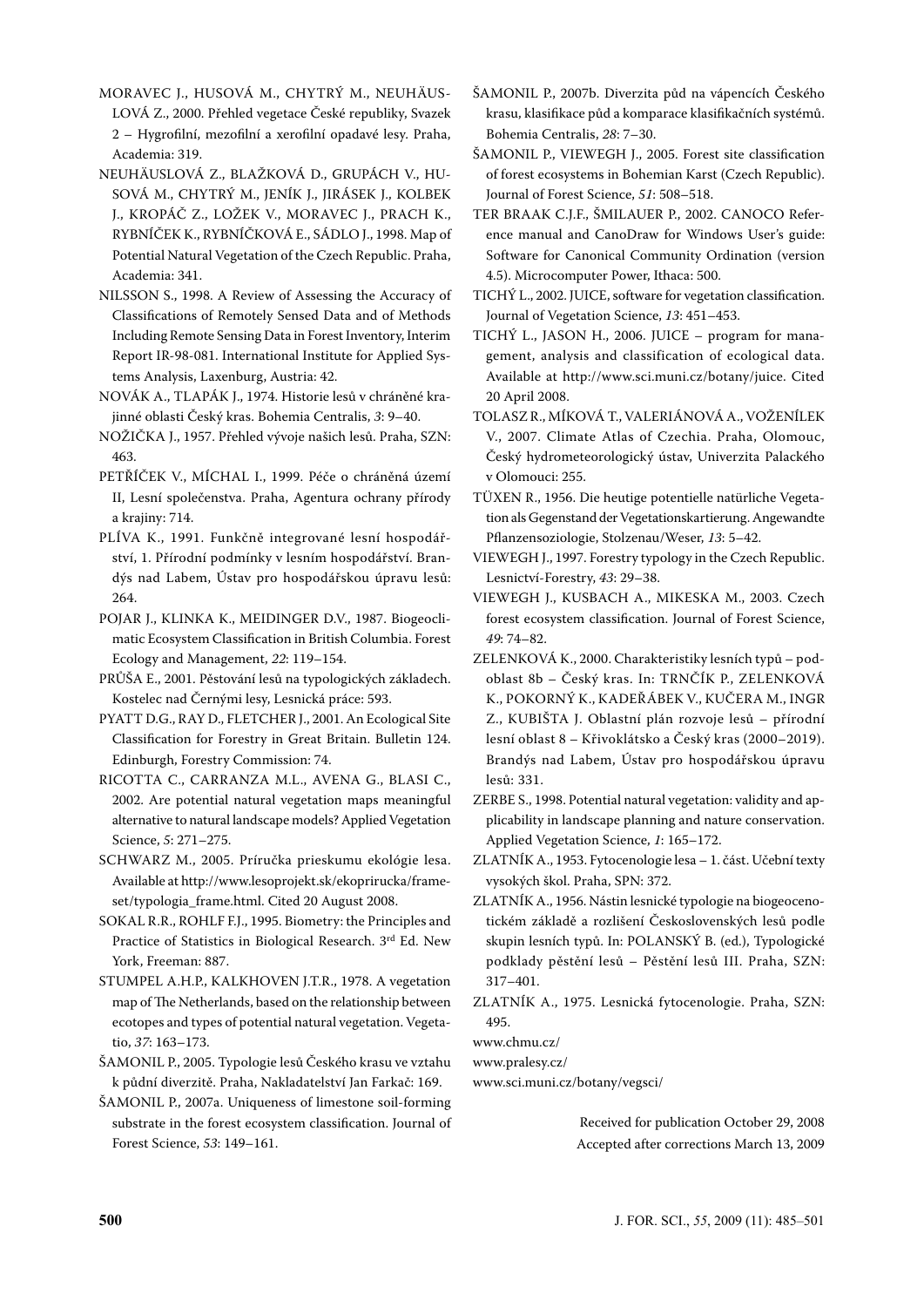MORAVEC J., HUSOVÁ M., CHYTRÝ M., NEUHÄUSLOVÁ Z., 2000. Přehled vegetace České republiky, Svazek 2 – Hygrofilní, mezofilní a xerofilní opadavé lesy. Praha, Academia: 319.

NEUHÄUSLOVÁ Z., BLAŽKOVÁ D., GRUPÁCH V., HUSOVÁ M., CHYTRÝ M., JENÍK J., JIRÁSEK J., KOLBEK J., KROPÁČ Z., LOŽEK V., MORAVEC J., PRACH K., RYBNÍČEK K., RYBNÍČKOVÁ E., SÁDLO J., 1998. Map of Potential Natural Vegetation of the Czech Republic. Praha, Academia: 341.

NILSSON S., 1998. A Review of Assessing the Accuracy of Classifications of Remotely Sensed Data and of Methods Including Remote Sensing Data in Forest Inventory, Interim Report IR-98-081. International Institute for Applied Systems Analysis, Laxenburg, Austria: 42.

NOVÁK A., TLAPÁK J., 1974. Historie lesů v chráněné krajinné oblasti Český kras. Bohemia Centralis, *3*: 9–40.

NOŽIČKA J., 1957. Přehled vývoje našich lesů. Praha, SZN: 463.

PETŘÍČEK V., MÍCHAL I., 1999. Péče o chráněná území II, Lesní společenstva. Praha, Agentura ochrany přírody a krajiny: 714.

PLÍVA K., 1991. Funkčně integrované lesní hospodářství, 1. Přírodní podmínky v lesním hospodářství. Brandýs nad Labem, Ústav pro hospodářskou úpravu lesů: 264.

POJAR J., KLINKA K., MEIDINGER D.V., 1987. Biogeoclimatic Ecosystem Classification in British Columbia. Forest Ecology and Management, *22*: 119–154.

PRŮŠA E., 2001. Pěstování lesů na typologických základech. Kostelec nad Černými lesy, Lesnická práce: 593.

PYATT D.G., RAY D., FLETCHER J., 2001. An Ecological Site Classification for Forestry in Great Britain. Bulletin 124. Edinburgh, Forestry Commission: 74.

RICOTTA C., CARRANZA M.L., AVENA G., BLASI C., 2002. Are potential natural vegetation maps meaningful alternative to natural landscape models? Applied Vegetation Science, *5*: 271–275.

SCHWARZ M., 2005. Príručka prieskumu ekológie lesa. Available at http://www.lesoprojekt.sk/ekoprirucka/frameset/typologia_frame.html. Cited 20 August 2008.

SOKAL R.R., ROHLF F.J., 1995. Biometry: the Principles and Practice of Statistics in Biological Research. 3rd Ed. New York, Freeman: 887.

STUMPEL A.H.P., KALKHOVEN J.T.R., 1978. A vegetation map of The Netherlands, based on the relationship between ecotopes and types of potential natural vegetation. Vegetatio, *37*: 163–173.

ŠAMONIL P., 2005. Typologie lesů Českého krasu ve vztahu k půdní diverzitě. Praha, Nakladatelství Jan Farkač: 169.

ŠAMONIL P., 2007a. Uniqueness of limestone soil-forming substrate in the forest ecosystem classification. Journal of Forest Science, *53*: 149–161.

ŠAMONIL P., 2007b. Diverzita půd na vápencích Českého krasu, klasifikace půd a komparace klasifikačních systémů. Bohemia Centralis, *28*: 7–30.

ŠAMONIL P., VIEWEGH J., 2005. Forest site classification of forest ecosystems in Bohemian Karst (Czech Republic). Journal of Forest Science, *51*: 508–518.

TER BRAAK C.J.F., ŠMILAUER P., 2002. CANOCO Reference manual and CanoDraw for Windows User's guide: Software for Canonical Community Ordination (version 4.5). Microcomputer Power, Ithaca: 500.

TICHÝ L., 2002. JUICE, software for vegetation classification. Journal of Vegetation Science, *13*: 451–453.

TICHÝ L., JASON H., 2006. JUICE – program for management, analysis and classification of ecological data. Available at http://www.sci.muni.cz/botany/juice. Cited 20 April 2008.

TOLASZ R., MÍKOVÁ T., VALERIÁNOVÁ A., VOŽENÍLEK V., 2007. Climate Atlas of Czechia. Praha, Olomouc, Český hydrometeorologický ústav, Univerzita Palackého v Olomouci: 255.

TÜXEN R., 1956. Die heutige potentielle natürliche Vegetation als Gegenstand der Vegetationskartierung. Angewandte Pflanzensoziologie, Stolzenau/Weser, *13*: 5–42.

VIEWEGH J., 1997. Forestry typology in the Czech Republic. Lesnictví-Forestry, *43*: 29–38.

VIEWEGH J., KUSBACH A., MIKESKA M., 2003. Czech forest ecosystem classification. Journal of Forest Science, *49*: 74–82.

ZELENKOVÁ K., 2000. Charakteristiky lesních typů – podoblast 8b – Český kras. In: TRNČÍK P., ZELENKOVÁ K., POKORNÝ K., KADEŘÁBEK V., KUČERA M., INGR Z., KUBIŠTA J. Oblastní plán rozvoje lesů – přírodní lesní oblast 8 – Křivoklátsko a Český kras (2000–2019). Brandýs nad Labem, Ústav pro hospodářskou úpravu lesů: 331.

ZERBE S., 1998. Potential natural vegetation: validity and applicability in landscape planning and nature conservation. Applied Vegetation Science, *1*: 165–172.

ZLATNÍK A., 1953. Fytocenologie lesa – 1. část. Učební texty vysokých škol. Praha, SPN: 372.

ZLATNÍK A., 1956. Nástin lesnické typologie na biogeocenotickém základě a rozlišení Československých lesů podle skupin lesních typů. In: POLANSKÝ B. (ed.), Typologické podklady pěstění lesů – Pěstění lesů III. Praha, SZN: 317–401.

ZLATNÍK A., 1975. Lesnická fytocenologie. Praha, SZN: 495.

www.chmu.cz/

www.pralesy.cz/

www.sci.muni.cz/botany/vegsci/

Received for publication October 29, 2008
Accepted after corrections March 13, 2009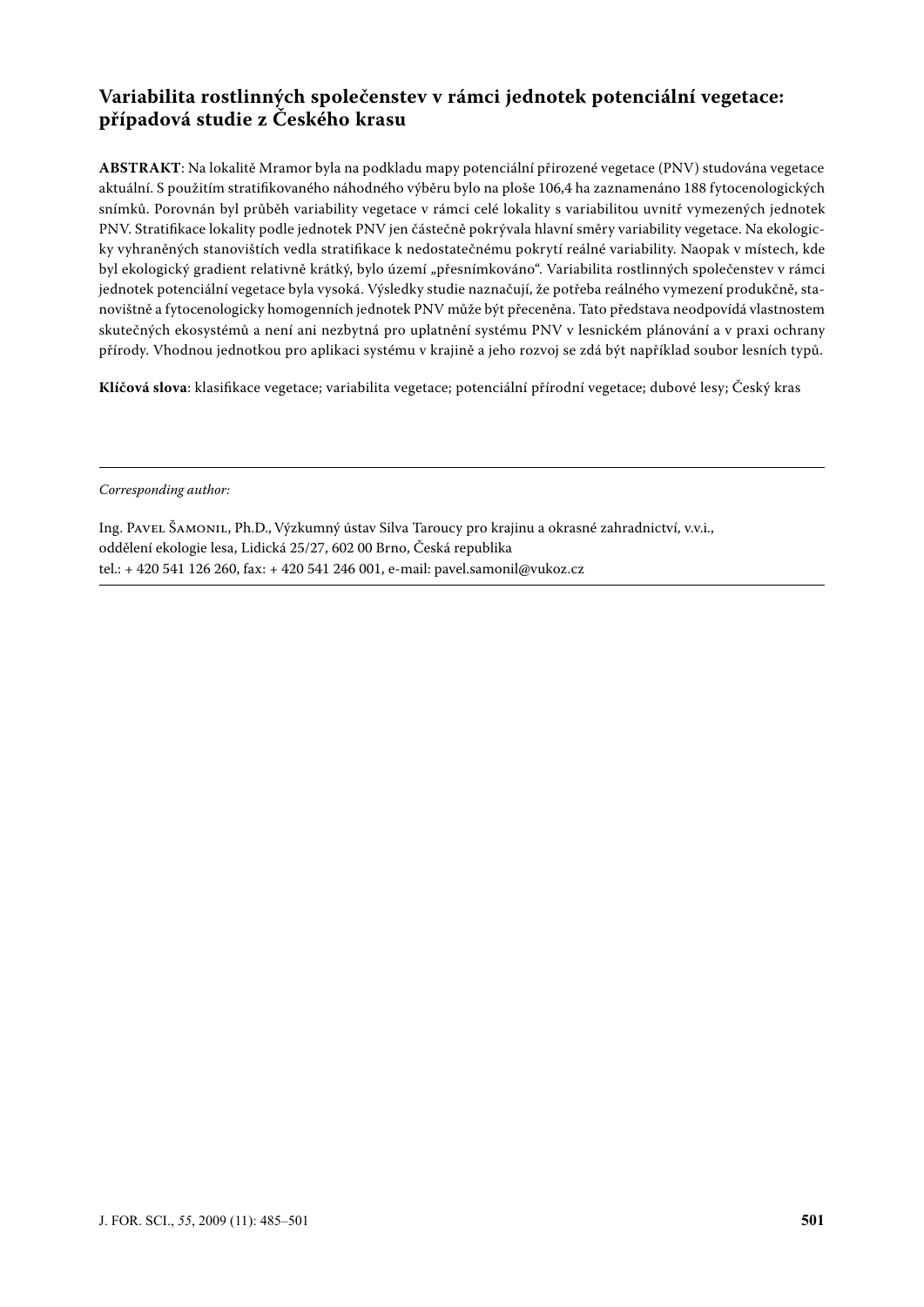# Variabilita rostlinných společenstev v rámci jednotek potenciální vegetace: případová studie z Českého krasu

**ABSTRAKT**: Na lokalitě Mramor byla na podkladu mapy potenciální přirozené vegetace (PNV) studována vegetace aktuální. S použitím stratifikovaného náhodného výběru bylo na ploše 106,4 ha zaznamenáno 188 fytocenologických snímků. Porovnán byl průběh variability vegetace v rámci celé lokality s variabilitou uvnitř vymezených jednotek PNV. Stratifikace lokality podle jednotek PNV jen částečně pokrývala hlavní směry variability vegetace. Na ekologicky vyhraněných stanovištích vedla stratifikace k nedostatečnému pokrytí reálné variability. Naopak v místech, kde byl ekologický gradient relativně krátký, bylo území „přesnímkováno". Variabilita rostlinných společenstev v rámci jednotek potenciální vegetace byla vysoká. Výsledky studie naznačují, že potřeba reálného vymezení produkčně, stanovištně a fytocenologicky homogenních jednotek PNV může být přeceněna. Tato představa neodpovídá vlastnostem skutečných ekosystémů a není ani nezbytná pro uplatnění systému PNV v lesnickém plánování a v praxi ochrany přírody. Vhodnou jednotkou pro aplikaci systému v krajině a jeho rozvoj se zdá být například soubor lesních typů.

**Klíčová slova**: klasifikace vegetace; variabilita vegetace; potenciální přírodní vegetace; dubové lesy; Český kras

---

*Corresponding author:*

Ing. Pavel Šamonil, Ph.D., Výzkumný ústav Silva Taroucy pro krajinu a okrasné zahradnictví, v.v.i., oddělení ekologie lesa, Lidická 25/27, 602 00 Brno, Česká republika
tel.: + 420 541 126 260, fax: + 420 541 246 001, e-mail: pavel.samonil@vukoz.cz